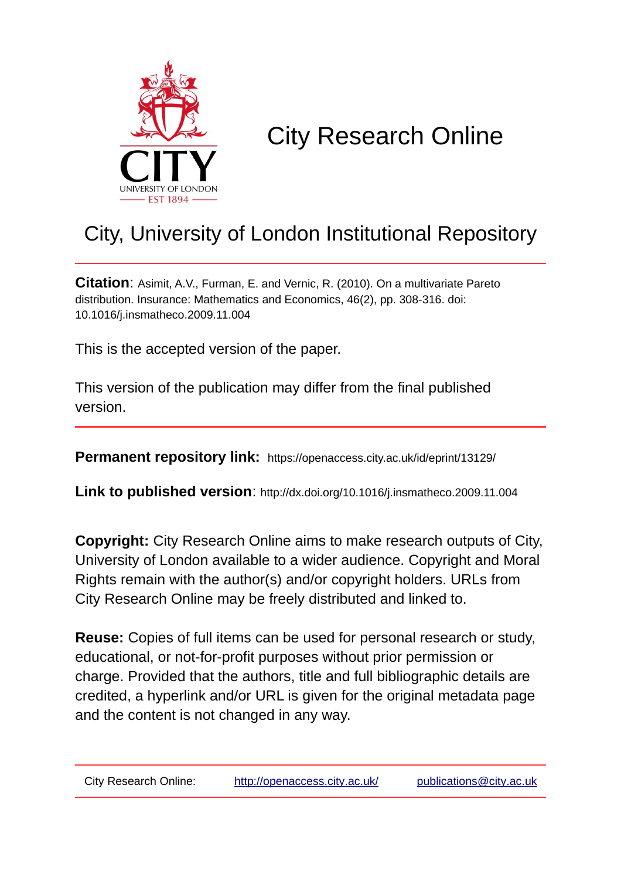CITY
UNIVERSITY OF LONDON
EST 1894

# City Research Online

## City, University of London Institutional Repository

**Citation**: Asimit, A.V., Furman, E. and Vernic, R. (2010). On a multivariate Pareto distribution. Insurance: Mathematics and Economics, 46(2), pp. 308-316. doi: 10.1016/j.insmatheco.2009.11.004

This is the accepted version of the paper.

This version of the publication may differ from the final published version.

---

**Permanent repository link:** https://openaccess.city.ac.uk/id/eprint/13129/

**Link to published version**: http://dx.doi.org/10.1016/j.insmatheco.2009.11.004

**Copyright:** City Research Online aims to make research outputs of City, University of London available to a wider audience. Copyright and Moral Rights remain with the author(s) and/or copyright holders. URLs from City Research Online may be freely distributed and linked to.

**Reuse:** Copies of full items can be used for personal research or study, educational, or not-for-profit purposes without prior permission or charge. Provided that the authors, title and full bibliographic details are credited, a hyperlink and/or URL is given for the original metadata page and the content is not changed in any way.

---

City Research Online: http://openaccess.city.ac.uk/ publications@city.ac.uk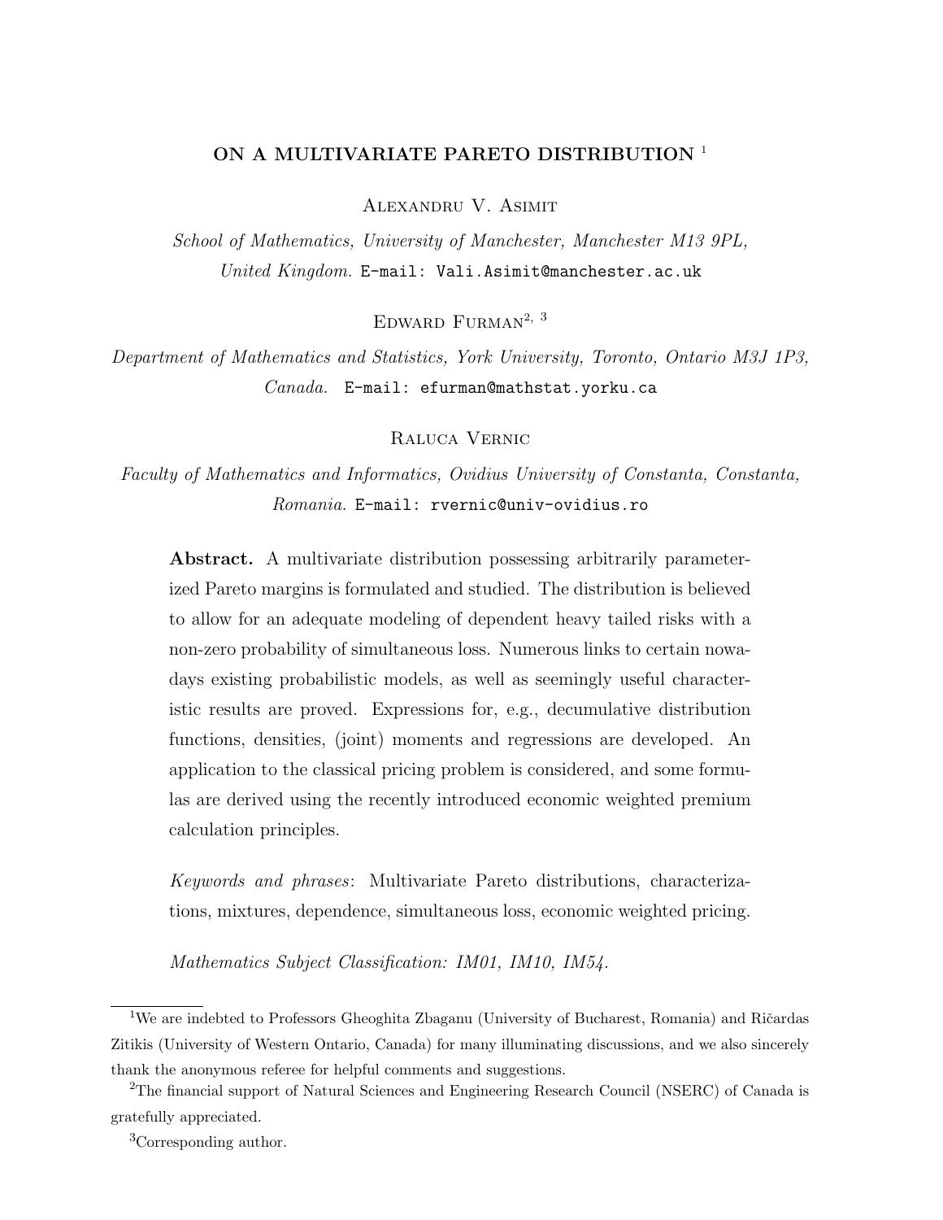**ON A MULTIVARIATE PARETO DISTRIBUTION** [1]

Alexandru V. Asimit

*School of Mathematics, University of Manchester, Manchester M13 9PL, United Kingdom.* E-mail: Vali.Asimit@manchester.ac.uk

Edward Furman[2, 3]

*Department of Mathematics and Statistics, York University, Toronto, Ontario M3J 1P3, Canada.* E-mail: efurman@mathstat.yorku.ca

Raluca Vernic

*Faculty of Mathematics and Informatics, Ovidius University of Constanta, Constanta, Romania.* E-mail: rvernic@univ-ovidius.ro

**Abstract.** A multivariate distribution possessing arbitrarily parameterized Pareto margins is formulated and studied. The distribution is believed to allow for an adequate modeling of dependent heavy tailed risks with a non-zero probability of simultaneous loss. Numerous links to certain nowadays existing probabilistic models, as well as seemingly useful characteristic results are proved. Expressions for, e.g., decumulative distribution functions, densities, (joint) moments and regressions are developed. An application to the classical pricing problem is considered, and some formulas are derived using the recently introduced economic weighted premium calculation principles.

*Keywords and phrases*: Multivariate Pareto distributions, characterizations, mixtures, dependence, simultaneous loss, economic weighted pricing.

*Mathematics Subject Classification: IM01, IM10, IM54.*

---

[1] We are indebted to Professors Gheoghita Zbaganu (University of Bucharest, Romania) and Ričardas Zitikis (University of Western Ontario, Canada) for many illuminating discussions, and we also sincerely thank the anonymous referee for helpful comments and suggestions.

[2] The financial support of Natural Sciences and Engineering Research Council (NSERC) of Canada is gratefully appreciated.

[3] Corresponding author.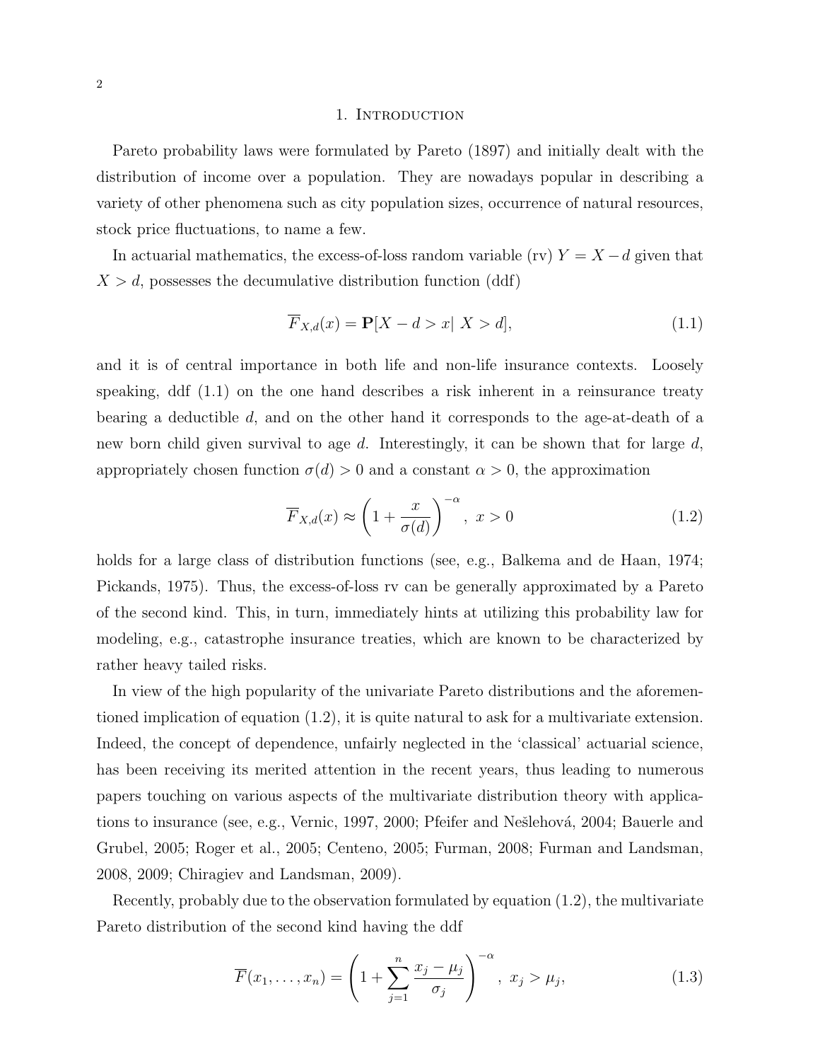## 1. Introduction

Pareto probability laws were formulated by Pareto (1897) and initially dealt with the distribution of income over a population. They are nowadays popular in describing a variety of other phenomena such as city population sizes, occurrence of natural resources, stock price fluctuations, to name a few.

In actuarial mathematics, the excess-of-loss random variable (rv) $Y = X - d$ given that $X > d$, possesses the decumulative distribution function (ddf)

$$\overline{F}_{X,d}(x) = \mathbf{P}[X - d > x|\ X > d], \tag{1.1}$$

and it is of central importance in both life and non-life insurance contexts. Loosely speaking, ddf (1.1) on the one hand describes a risk inherent in a reinsurance treaty bearing a deductible $d$, and on the other hand it corresponds to the age-at-death of a new born child given survival to age $d$. Interestingly, it can be shown that for large $d$, appropriately chosen function $\sigma(d) > 0$ and a constant $\alpha > 0$, the approximation

$$\overline{F}_{X,d}(x) \approx \left(1 + \frac{x}{\sigma(d)}\right)^{-\alpha},\ x > 0 \tag{1.2}$$

holds for a large class of distribution functions (see, e.g., Balkema and de Haan, 1974; Pickands, 1975). Thus, the excess-of-loss rv can be generally approximated by a Pareto of the second kind. This, in turn, immediately hints at utilizing this probability law for modeling, e.g., catastrophe insurance treaties, which are known to be characterized by rather heavy tailed risks.

In view of the high popularity of the univariate Pareto distributions and the aforementioned implication of equation (1.2), it is quite natural to ask for a multivariate extension. Indeed, the concept of dependence, unfairly neglected in the 'classical' actuarial science, has been receiving its merited attention in the recent years, thus leading to numerous papers touching on various aspects of the multivariate distribution theory with applications to insurance (see, e.g., Vernic, 1997, 2000; Pfeifer and Nešlehová, 2004; Bauerle and Grubel, 2005; Roger et al., 2005; Centeno, 2005; Furman, 2008; Furman and Landsman, 2008, 2009; Chiragiev and Landsman, 2009).

Recently, probably due to the observation formulated by equation (1.2), the multivariate Pareto distribution of the second kind having the ddf

$$\overline{F}(x_1, \ldots, x_n) = \left(1 + \sum_{j=1}^{n} \frac{x_j - \mu_j}{\sigma_j}\right)^{-\alpha},\ x_j > \mu_j, \tag{1.3}$$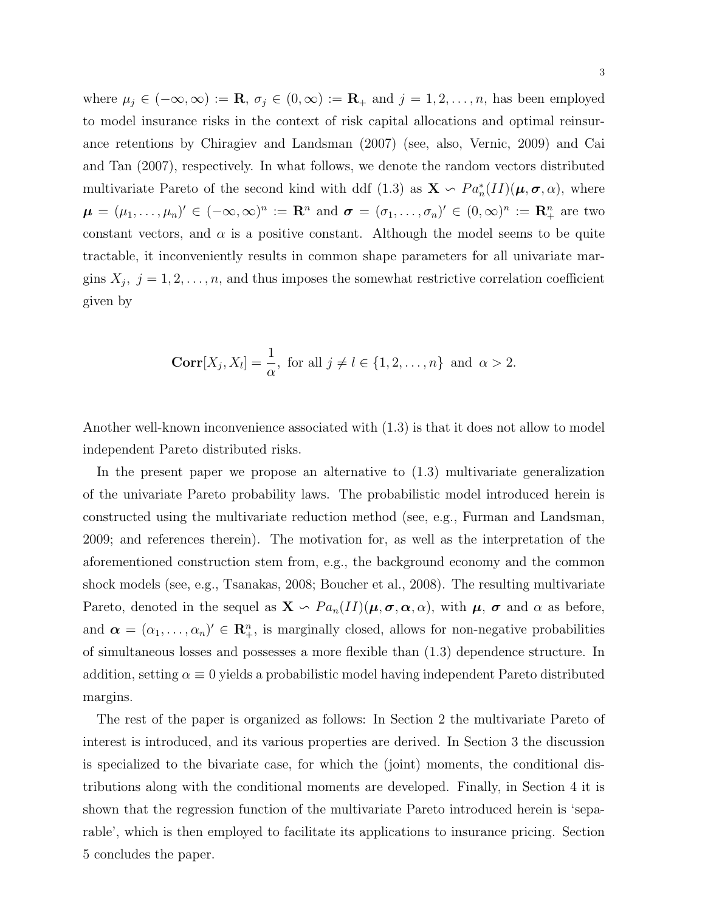where $\mu_j \in (-\infty, \infty) := \mathbf{R}$, $\sigma_j \in (0, \infty) := \mathbf{R}_+$ and $j = 1, 2, \ldots, n$, has been employed to model insurance risks in the context of risk capital allocations and optimal reinsurance retentions by Chiragiev and Landsman (2007) (see, also, Vernic, 2009) and Cai and Tan (2007), respectively. In what follows, we denote the random vectors distributed multivariate Pareto of the second kind with ddf (1.3) as $\mathbf{X} \backsim Pa_n^*(II)(\boldsymbol{\mu}, \boldsymbol{\sigma}, \alpha)$, where $\boldsymbol{\mu} = (\mu_1, \ldots, \mu_n)' \in (-\infty, \infty)^n := \mathbf{R}^n$ and $\boldsymbol{\sigma} = (\sigma_1, \ldots, \sigma_n)' \in (0, \infty)^n := \mathbf{R}_+^n$ are two constant vectors, and $\alpha$ is a positive constant. Although the model seems to be quite tractable, it inconveniently results in common shape parameters for all univariate margins $X_j$, $j = 1, 2, \ldots, n$, and thus imposes the somewhat restrictive correlation coefficient given by

$$\mathbf{Corr}[X_j, X_l] = \frac{1}{\alpha}, \text{ for all } j \neq l \in \{1, 2, \ldots, n\} \text{ and } \alpha > 2.$$

Another well-known inconvenience associated with (1.3) is that it does not allow to model independent Pareto distributed risks.

In the present paper we propose an alternative to (1.3) multivariate generalization of the univariate Pareto probability laws. The probabilistic model introduced herein is constructed using the multivariate reduction method (see, e.g., Furman and Landsman, 2009; and references therein). The motivation for, as well as the interpretation of the aforementioned construction stem from, e.g., the background economy and the common shock models (see, e.g., Tsanakas, 2008; Boucher et al., 2008). The resulting multivariate Pareto, denoted in the sequel as $\mathbf{X} \backsim Pa_n(II)(\boldsymbol{\mu}, \boldsymbol{\sigma}, \boldsymbol{\alpha}, \alpha)$, with $\boldsymbol{\mu}$, $\boldsymbol{\sigma}$ and $\alpha$ as before, and $\boldsymbol{\alpha} = (\alpha_1, \ldots, \alpha_n)' \in \mathbf{R}_+^n$, is marginally closed, allows for non-negative probabilities of simultaneous losses and possesses a more flexible than (1.3) dependence structure. In addition, setting $\alpha \equiv 0$ yields a probabilistic model having independent Pareto distributed margins.

The rest of the paper is organized as follows: In Section 2 the multivariate Pareto of interest is introduced, and its various properties are derived. In Section 3 the discussion is specialized to the bivariate case, for which the (joint) moments, the conditional distributions along with the conditional moments are developed. Finally, in Section 4 it is shown that the regression function of the multivariate Pareto introduced herein is 'separable', which is then employed to facilitate its applications to insurance pricing. Section 5 concludes the paper.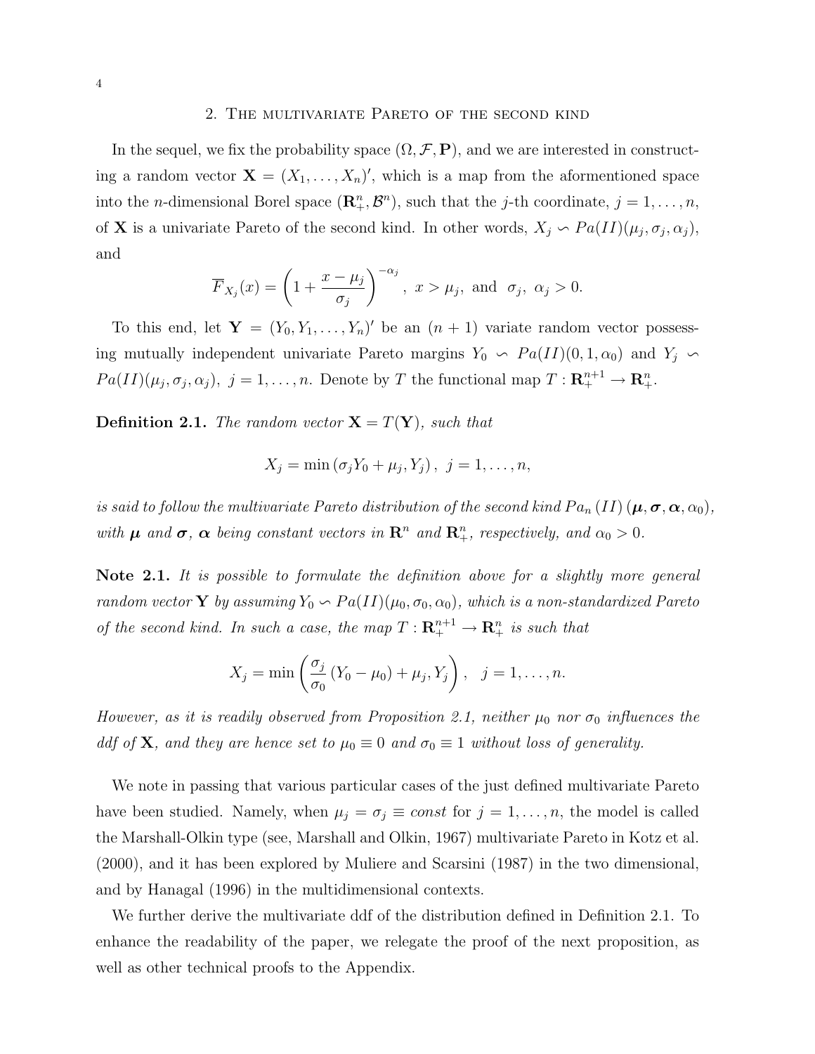## 2. The multivariate Pareto of the second kind

In the sequel, we fix the probability space $(\Omega, \mathcal{F}, \mathbf{P})$, and we are interested in constructing a random vector $\mathbf{X} = (X_1, \ldots, X_n)'$, which is a map from the aforementioned space into the $n$-dimensional Borel space $(\mathbf{R}_+^n, \mathcal{B}^n)$, such that the $j$-th coordinate, $j = 1, \ldots, n$, of $\mathbf{X}$ is a univariate Pareto of the second kind. In other words, $X_j \backsim Pa(II)(\mu_j, \sigma_j, \alpha_j)$, and

$$\overline{F}_{X_j}(x) = \left(1 + \frac{x - \mu_j}{\sigma_j}\right)^{-\alpha_j}, \ x > \mu_j, \text{ and } \ \sigma_j, \ \alpha_j > 0.$$

To this end, let $\mathbf{Y} = (Y_0, Y_1, \ldots, Y_n)'$ be an $(n+1)$ variate random vector possessing mutually independent univariate Pareto margins $Y_0 \backsim Pa(II)(0, 1, \alpha_0)$ and $Y_j \backsim Pa(II)(\mu_j, \sigma_j, \alpha_j)$, $j = 1, \ldots, n$. Denote by $T$ the functional map $T : \mathbf{R}_+^{n+1} \to \mathbf{R}_+^n$.

**Definition 2.1.** *The random vector $\mathbf{X} = T(\mathbf{Y})$, such that*

$$X_j = \min\left(\sigma_j Y_0 + \mu_j, Y_j\right), \ j = 1, \ldots, n,$$

*is said to follow the multivariate Pareto distribution of the second kind $Pa_n(II)(\boldsymbol{\mu}, \boldsymbol{\sigma}, \boldsymbol{\alpha}, \alpha_0)$, with $\boldsymbol{\mu}$ and $\boldsymbol{\sigma}$, $\boldsymbol{\alpha}$ being constant vectors in $\mathbf{R}^n$ and $\mathbf{R}_+^n$, respectively, and $\alpha_0 > 0$.*

**Note 2.1.** *It is possible to formulate the definition above for a slightly more general random vector $\mathbf{Y}$ by assuming $Y_0 \backsim Pa(II)(\mu_0, \sigma_0, \alpha_0)$, which is a non-standardized Pareto of the second kind. In such a case, the map $T : \mathbf{R}_+^{n+1} \to \mathbf{R}_+^n$ is such that*

$$X_j = \min\left(\frac{\sigma_j}{\sigma_0}\left(Y_0 - \mu_0\right) + \mu_j, Y_j\right), \quad j = 1, \ldots, n.$$

*However, as it is readily observed from Proposition 2.1, neither $\mu_0$ nor $\sigma_0$ influences the ddf of $\mathbf{X}$, and they are hence set to $\mu_0 \equiv 0$ and $\sigma_0 \equiv 1$ without loss of generality.*

We note in passing that various particular cases of the just defined multivariate Pareto have been studied. Namely, when $\mu_j = \sigma_j \equiv const$ for $j = 1, \ldots, n$, the model is called the Marshall-Olkin type (see, Marshall and Olkin, 1967) multivariate Pareto in Kotz et al. (2000), and it has been explored by Muliere and Scarsini (1987) in the two dimensional, and by Hanagal (1996) in the multidimensional contexts.

We further derive the multivariate ddf of the distribution defined in Definition 2.1. To enhance the readability of the paper, we relegate the proof of the next proposition, as well as other technical proofs to the Appendix.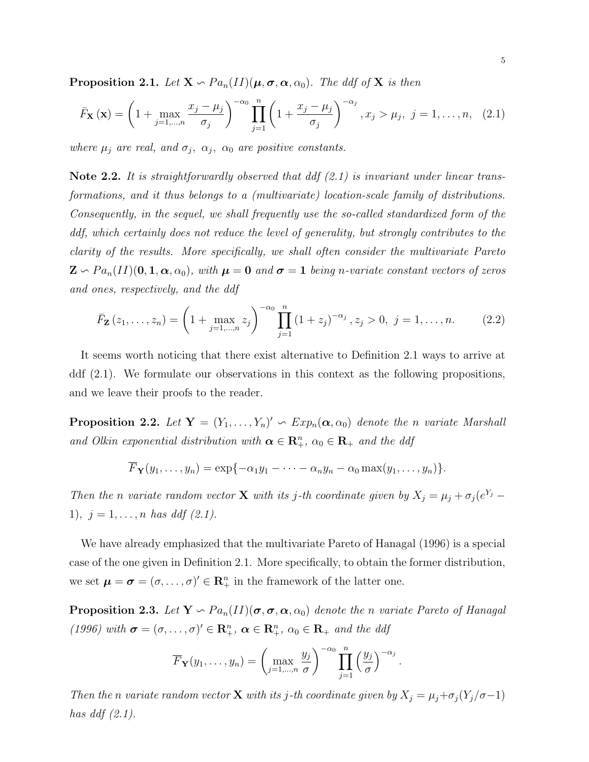**Proposition 2.1.** *Let* $\mathbf{X} \backsim Pa_n(II)(\boldsymbol{\mu}, \boldsymbol{\sigma}, \boldsymbol{\alpha}, \alpha_0)$*. The ddf of* $\mathbf{X}$ *is then*

$$\bar{F}_{\mathbf{X}}(\mathbf{x}) = \left(1 + \max_{j=1,\ldots,n} \frac{x_j - \mu_j}{\sigma_j}\right)^{-\alpha_0} \prod_{j=1}^{n} \left(1 + \frac{x_j - \mu_j}{\sigma_j}\right)^{-\alpha_j}, x_j > \mu_j,\ j = 1, \ldots, n, \quad (2.1)$$

*where* $\mu_j$ *are real, and* $\sigma_j,\ \alpha_j,\ \alpha_0$ *are positive constants.*

**Note 2.2.** *It is straightforwardly observed that ddf (2.1) is invariant under linear transformations, and it thus belongs to a (multivariate) location-scale family of distributions. Consequently, in the sequel, we shall frequently use the so-called standardized form of the ddf, which certainly does not reduce the level of generality, but strongly contributes to the clarity of the results. More specifically, we shall often consider the multivariate Pareto* $\mathbf{Z} \backsim Pa_n(II)(\mathbf{0}, \mathbf{1}, \boldsymbol{\alpha}, \alpha_0)$*, with* $\boldsymbol{\mu} = \mathbf{0}$ *and* $\boldsymbol{\sigma} = \mathbf{1}$ *being n-variate constant vectors of zeros and ones, respectively, and the ddf*

$$\bar{F}_{\mathbf{Z}}(z_1, \ldots, z_n) = \left(1 + \max_{j=1,\ldots,n} z_j\right)^{-\alpha_0} \prod_{j=1}^{n} (1 + z_j)^{-\alpha_j}, z_j > 0,\ j = 1, \ldots, n. \quad (2.2)$$

It seems worth noticing that there exist alternative to Definition 2.1 ways to arrive at ddf (2.1). We formulate our observations in this context as the following propositions, and we leave their proofs to the reader.

**Proposition 2.2.** *Let* $\mathbf{Y} = (Y_1, \ldots, Y_n)' \backsim Exp_n(\boldsymbol{\alpha}, \alpha_0)$ *denote the n variate Marshall and Olkin exponential distribution with* $\boldsymbol{\alpha} \in \mathbf{R}_+^n$*,* $\alpha_0 \in \mathbf{R}_+$ *and the ddf*

$$\overline{F}_{\mathbf{Y}}(y_1, \ldots, y_n) = \exp\{-\alpha_1 y_1 - \cdots - \alpha_n y_n - \alpha_0 \max(y_1, \ldots, y_n)\}.$$

*Then the n variate random vector* $\mathbf{X}$ *with its j-th coordinate given by* $X_j = \mu_j + \sigma_j(e^{Y_j} - 1),\ j = 1, \ldots, n$ *has ddf (2.1).*

We have already emphasized that the multivariate Pareto of Hanagal (1996) is a special case of the one given in Definition 2.1. More specifically, to obtain the former distribution, we set $\boldsymbol{\mu} = \boldsymbol{\sigma} = (\sigma, \ldots, \sigma)' \in \mathbf{R}_+^n$ in the framework of the latter one.

**Proposition 2.3.** *Let* $\mathbf{Y} \backsim Pa_n(II)(\boldsymbol{\sigma}, \boldsymbol{\sigma}, \boldsymbol{\alpha}, \alpha_0)$ *denote the n variate Pareto of Hanagal (1996) with* $\boldsymbol{\sigma} = (\sigma, \ldots, \sigma)' \in \mathbf{R}_+^n$*,* $\boldsymbol{\alpha} \in \mathbf{R}_+^n$*,* $\alpha_0 \in \mathbf{R}_+$ *and the ddf*

$$\overline{F}_{\mathbf{Y}}(y_1, \ldots, y_n) = \left(\max_{j=1,\ldots,n} \frac{y_j}{\sigma}\right)^{-\alpha_0} \prod_{j=1}^{n} \left(\frac{y_j}{\sigma}\right)^{-\alpha_j}.$$

*Then the n variate random vector* $\mathbf{X}$ *with its j-th coordinate given by* $X_j = \mu_j + \sigma_j(Y_j/\sigma - 1)$ *has ddf (2.1).*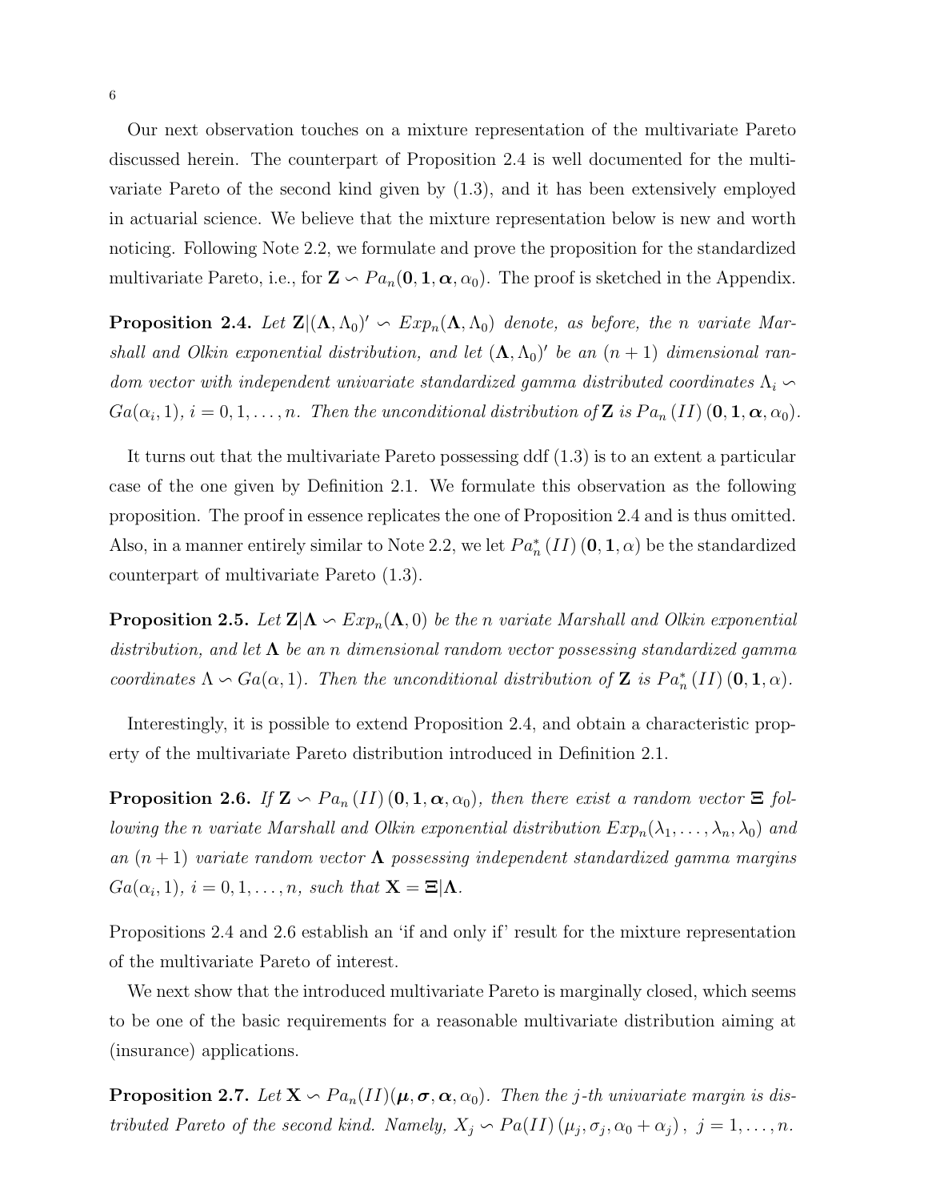Our next observation touches on a mixture representation of the multivariate Pareto discussed herein. The counterpart of Proposition 2.4 is well documented for the multivariate Pareto of the second kind given by (1.3), and it has been extensively employed in actuarial science. We believe that the mixture representation below is new and worth noticing. Following Note 2.2, we formulate and prove the proposition for the standardized multivariate Pareto, i.e., for $\mathbf{Z} \backsim Pa_n(\mathbf{0}, \mathbf{1}, \boldsymbol{\alpha}, \alpha_0)$. The proof is sketched in the Appendix.

**Proposition 2.4.** *Let $\mathbf{Z}|(\boldsymbol{\Lambda}, \Lambda_0)' \backsim Exp_n(\boldsymbol{\Lambda}, \Lambda_0)$ denote, as before, the $n$ variate Marshall and Olkin exponential distribution, and let $(\boldsymbol{\Lambda}, \Lambda_0)'$ be an $(n+1)$ dimensional random vector with independent univariate standardized gamma distributed coordinates $\Lambda_i \backsim Ga(\alpha_i, 1)$, $i = 0, 1, \ldots, n$. Then the unconditional distribution of $\mathbf{Z}$ is $Pa_n\,(II)\,(\mathbf{0}, \mathbf{1}, \boldsymbol{\alpha}, \alpha_0)$.*

It turns out that the multivariate Pareto possessing ddf (1.3) is to an extent a particular case of the one given by Definition 2.1. We formulate this observation as the following proposition. The proof in essence replicates the one of Proposition 2.4 and is thus omitted. Also, in a manner entirely similar to Note 2.2, we let $Pa_n^*\,(II)\,(\mathbf{0}, \mathbf{1}, \alpha)$ be the standardized counterpart of multivariate Pareto (1.3).

**Proposition 2.5.** *Let $\mathbf{Z}|\boldsymbol{\Lambda} \backsim Exp_n(\boldsymbol{\Lambda}, 0)$ be the $n$ variate Marshall and Olkin exponential distribution, and let $\boldsymbol{\Lambda}$ be an $n$ dimensional random vector possessing standardized gamma coordinates $\Lambda \backsim Ga(\alpha, 1)$. Then the unconditional distribution of $\mathbf{Z}$ is $Pa_n^*\,(II)\,(\mathbf{0}, \mathbf{1}, \alpha)$.*

Interestingly, it is possible to extend Proposition 2.4, and obtain a characteristic property of the multivariate Pareto distribution introduced in Definition 2.1.

**Proposition 2.6.** *If $\mathbf{Z} \backsim Pa_n\,(II)\,(\mathbf{0}, \mathbf{1}, \boldsymbol{\alpha}, \alpha_0)$, then there exist a random vector $\boldsymbol{\Xi}$ following the $n$ variate Marshall and Olkin exponential distribution $Exp_n(\lambda_1, \ldots, \lambda_n, \lambda_0)$ and an $(n+1)$ variate random vector $\boldsymbol{\Lambda}$ possessing independent standardized gamma margins $Ga(\alpha_i, 1)$, $i = 0, 1, \ldots, n$, such that $\mathbf{X} = \boldsymbol{\Xi}|\boldsymbol{\Lambda}$.*

Propositions 2.4 and 2.6 establish an 'if and only if' result for the mixture representation of the multivariate Pareto of interest.

We next show that the introduced multivariate Pareto is marginally closed, which seems to be one of the basic requirements for a reasonable multivariate distribution aiming at (insurance) applications.

**Proposition 2.7.** *Let $\mathbf{X} \backsim Pa_n(II)(\boldsymbol{\mu}, \boldsymbol{\sigma}, \boldsymbol{\alpha}, \alpha_0)$. Then the $j$-th univariate margin is distributed Pareto of the second kind. Namely, $X_j \backsim Pa(II)\,(\mu_j, \sigma_j, \alpha_0 + \alpha_j)\,,\ j = 1, \ldots, n$.*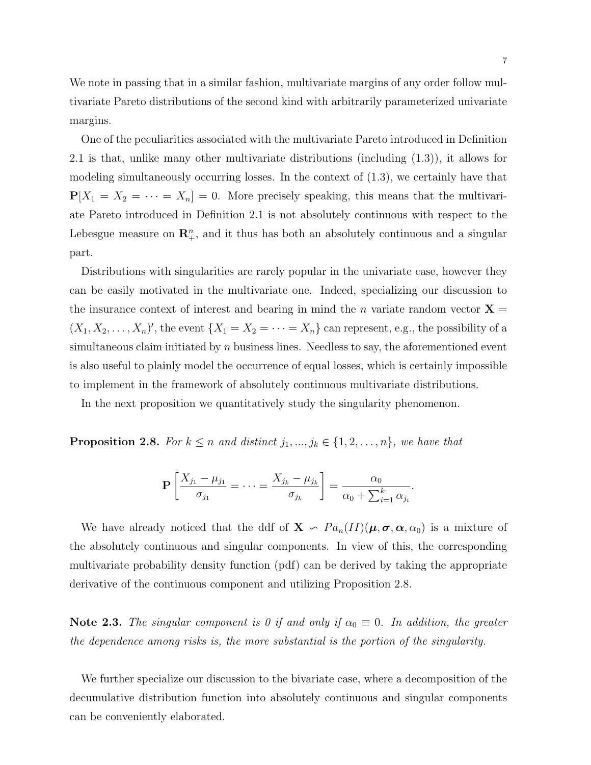We note in passing that in a similar fashion, multivariate margins of any order follow multivariate Pareto distributions of the second kind with arbitrarily parameterized univariate margins.

One of the peculiarities associated with the multivariate Pareto introduced in Definition 2.1 is that, unlike many other multivariate distributions (including (1.3)), it allows for modeling simultaneously occurring losses. In the context of (1.3), we certainly have that $\mathbf{P}[X_1 = X_2 = \cdots = X_n] = 0$. More precisely speaking, this means that the multivariate Pareto introduced in Definition 2.1 is not absolutely continuous with respect to the Lebesgue measure on $\mathbf{R}_+^n$, and it thus has both an absolutely continuous and a singular part.

Distributions with singularities are rarely popular in the univariate case, however they can be easily motivated in the multivariate one. Indeed, specializing our discussion to the insurance context of interest and bearing in mind the $n$ variate random vector $\mathbf{X} = (X_1, X_2, \ldots, X_n)'$, the event $\{X_1 = X_2 = \cdots = X_n\}$ can represent, e.g., the possibility of a simultaneous claim initiated by $n$ business lines. Needless to say, the aforementioned event is also useful to plainly model the occurrence of equal losses, which is certainly impossible to implement in the framework of absolutely continuous multivariate distributions.

In the next proposition we quantitatively study the singularity phenomenon.

**Proposition 2.8.** *For $k \leq n$ and distinct $j_1, \ldots, j_k \in \{1, 2, \ldots, n\}$, we have that*

$$\mathbf{P}\left[\frac{X_{j_1} - \mu_{j_1}}{\sigma_{j_1}} = \cdots = \frac{X_{j_k} - \mu_{j_k}}{\sigma_{j_k}}\right] = \frac{\alpha_0}{\alpha_0 + \sum_{i=1}^{k} \alpha_{j_i}}.$$

We have already noticed that the ddf of $\mathbf{X} \backsim Pa_n(II)(\boldsymbol{\mu}, \boldsymbol{\sigma}, \boldsymbol{\alpha}, \alpha_0)$ is a mixture of the absolutely continuous and singular components. In view of this, the corresponding multivariate probability density function (pdf) can be derived by taking the appropriate derivative of the continuous component and utilizing Proposition 2.8.

**Note 2.3.** *The singular component is 0 if and only if $\alpha_0 \equiv 0$. In addition, the greater the dependence among risks is, the more substantial is the portion of the singularity.*

We further specialize our discussion to the bivariate case, where a decomposition of the decumulative distribution function into absolutely continuous and singular components can be conveniently elaborated.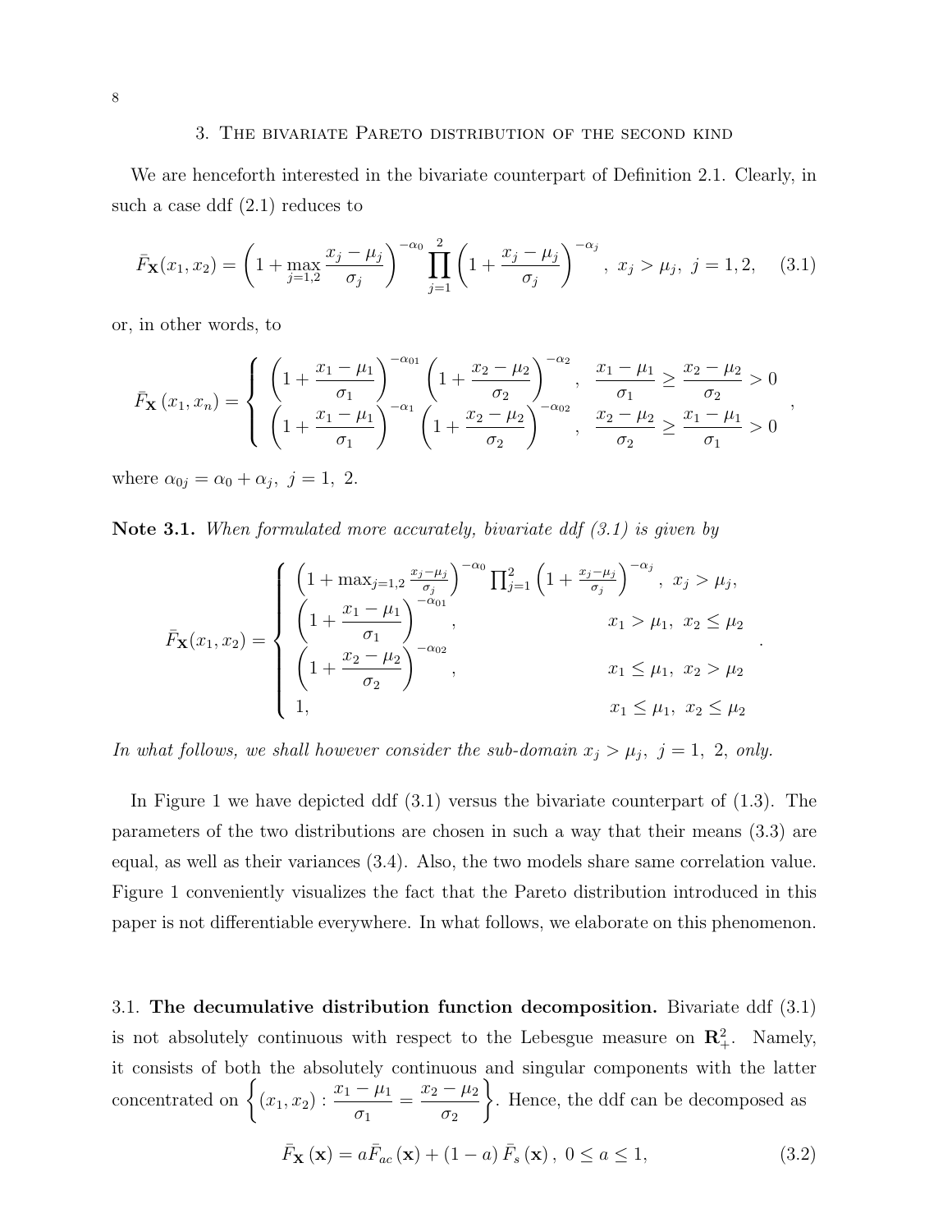## 3. The bivariate Pareto distribution of the second kind

We are henceforth interested in the bivariate counterpart of Definition 2.1. Clearly, in such a case ddf (2.1) reduces to

$$\bar{F}_{\mathbf{X}}(x_1, x_2) = \left(1 + \max_{j=1,2} \frac{x_j - \mu_j}{\sigma_j}\right)^{-\alpha_0} \prod_{j=1}^{2} \left(1 + \frac{x_j - \mu_j}{\sigma_j}\right)^{-\alpha_j}, \ x_j > \mu_j, \ j = 1, 2, \quad (3.1)$$

or, in other words, to

$$\bar{F}_{\mathbf{X}}(x_1, x_n) = \begin{cases} \left(1 + \dfrac{x_1 - \mu_1}{\sigma_1}\right)^{-\alpha_{01}} \left(1 + \dfrac{x_2 - \mu_2}{\sigma_2}\right)^{-\alpha_2}, & \dfrac{x_1 - \mu_1}{\sigma_1} \geq \dfrac{x_2 - \mu_2}{\sigma_2} > 0 \\ \left(1 + \dfrac{x_1 - \mu_1}{\sigma_1}\right)^{-\alpha_1} \left(1 + \dfrac{x_2 - \mu_2}{\sigma_2}\right)^{-\alpha_{02}}, & \dfrac{x_2 - \mu_2}{\sigma_2} \geq \dfrac{x_1 - \mu_1}{\sigma_1} > 0 \end{cases},$$

where $\alpha_{0j} = \alpha_0 + \alpha_j, \ j = 1, \ 2.$

**Note 3.1.** *When formulated more accurately, bivariate ddf (3.1) is given by*

$$\bar{F}_{\mathbf{X}}(x_1, x_2) = \begin{cases} \left(1 + \max_{j=1,2} \frac{x_j - \mu_j}{\sigma_j}\right)^{-\alpha_0} \prod_{j=1}^{2} \left(1 + \frac{x_j - \mu_j}{\sigma_j}\right)^{-\alpha_j}, & x_j > \mu_j, \\ \left(1 + \dfrac{x_1 - \mu_1}{\sigma_1}\right)^{-\alpha_{01}}, & x_1 > \mu_1, \ x_2 \leq \mu_2 \\ \left(1 + \dfrac{x_2 - \mu_2}{\sigma_2}\right)^{-\alpha_{02}}, & x_1 \leq \mu_1, \ x_2 > \mu_2 \\ 1, & x_1 \leq \mu_1, \ x_2 \leq \mu_2 \end{cases}.$$

*In what follows, we shall however consider the sub-domain $x_j > \mu_j, \ j = 1, \ 2,$ only.*

In Figure 1 we have depicted ddf (3.1) versus the bivariate counterpart of (1.3). The parameters of the two distributions are chosen in such a way that their means (3.3) are equal, as well as their variances (3.4). Also, the two models share same correlation value. Figure 1 conveniently visualizes the fact that the Pareto distribution introduced in this paper is not differentiable everywhere. In what follows, we elaborate on this phenomenon.

### 3.1. **The decumulative distribution function decomposition.**

Bivariate ddf (3.1) is not absolutely continuous with respect to the Lebesgue measure on $\mathbf{R}_+^2$. Namely, it consists of both the absolutely continuous and singular components with the latter concentrated on $\left\{(x_1, x_2) : \dfrac{x_1 - \mu_1}{\sigma_1} = \dfrac{x_2 - \mu_2}{\sigma_2}\right\}$. Hence, the ddf can be decomposed as

$$\bar{F}_{\mathbf{X}}(\mathbf{x}) = a\bar{F}_{ac}(\mathbf{x}) + (1 - a)\,\bar{F}_s(\mathbf{x}), \ 0 \leq a \leq 1, \quad (3.2)$$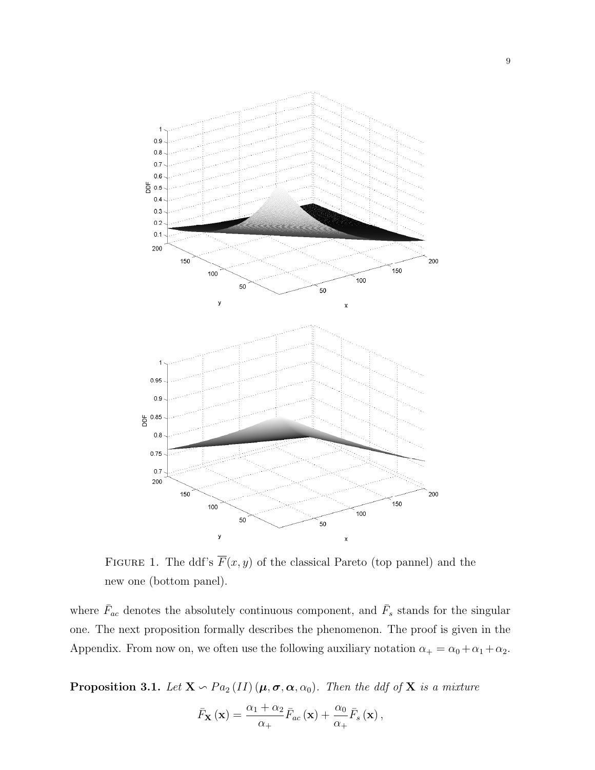FIGURE 1. The ddf's $\overline{F}(x,y)$ of the classical Pareto (top pannel) and the new one (bottom panel).

where $\bar{F}_{ac}$ denotes the absolutely continuous component, and $\bar{F}_s$ stands for the singular one. The next proposition formally describes the phenomenon. The proof is given in the Appendix. From now on, we often use the following auxiliary notation $\alpha_+ = \alpha_0 + \alpha_1 + \alpha_2$.

**Proposition 3.1.** *Let* $\mathbf{X} \backsim Pa_2\,(II)\,(\boldsymbol{\mu}, \boldsymbol{\sigma}, \boldsymbol{\alpha}, \alpha_0)$. *Then the ddf of* $\mathbf{X}$ *is a mixture*

$$\bar{F}_{\mathbf{X}}\,(\mathbf{x}) = \frac{\alpha_1 + \alpha_2}{\alpha_+}\bar{F}_{ac}\,(\mathbf{x}) + \frac{\alpha_0}{\alpha_+}\bar{F}_s\,(\mathbf{x})\,,$$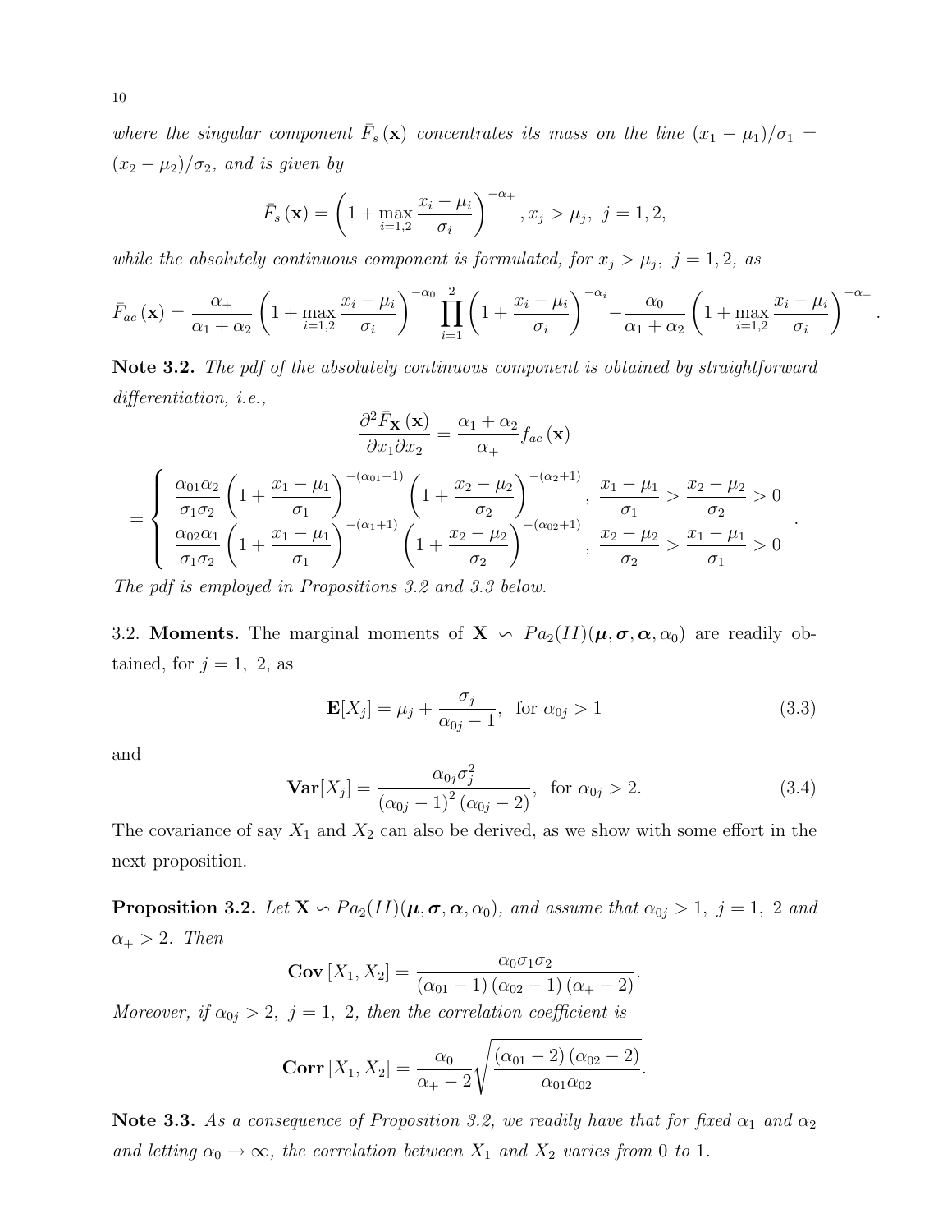*where the singular component* $\bar{F}_s(\mathbf{x})$ *concentrates its mass on the line* $(x_1 - \mu_1)/\sigma_1 = (x_2 - \mu_2)/\sigma_2$, *and is given by*

$$\bar{F}_s(\mathbf{x}) = \left(1 + \max_{i=1,2} \frac{x_i - \mu_i}{\sigma_i}\right)^{-\alpha_+}, x_j > \mu_j, \ j = 1, 2,$$

*while the absolutely continuous component is formulated, for* $x_j > \mu_j, \ j = 1, 2,$ *as*

$$\bar{F}_{ac}(\mathbf{x}) = \frac{\alpha_+}{\alpha_1 + \alpha_2} \left(1 + \max_{i=1,2} \frac{x_i - \mu_i}{\sigma_i}\right)^{-\alpha_0} \prod_{i=1}^{2} \left(1 + \frac{x_i - \mu_i}{\sigma_i}\right)^{-\alpha_i} - \frac{\alpha_0}{\alpha_1 + \alpha_2} \left(1 + \max_{i=1,2} \frac{x_i - \mu_i}{\sigma_i}\right)^{-\alpha_+}.$$

**Note 3.2.** *The pdf of the absolutely continuous component is obtained by straightforward differentiation, i.e.,*

$$\frac{\partial^2 \bar{F}_{\mathbf{X}}(\mathbf{x})}{\partial x_1 \partial x_2} = \frac{\alpha_1 + \alpha_2}{\alpha_+} f_{ac}(\mathbf{x})$$

$$= \begin{cases} \dfrac{\alpha_{01}\alpha_2}{\sigma_1\sigma_2} \left(1 + \dfrac{x_1 - \mu_1}{\sigma_1}\right)^{-(\alpha_{01}+1)} \left(1 + \dfrac{x_2 - \mu_2}{\sigma_2}\right)^{-(\alpha_2+1)}, & \dfrac{x_1 - \mu_1}{\sigma_1} > \dfrac{x_2 - \mu_2}{\sigma_2} > 0 \\ \dfrac{\alpha_{02}\alpha_1}{\sigma_1\sigma_2} \left(1 + \dfrac{x_1 - \mu_1}{\sigma_1}\right)^{-(\alpha_1+1)} \left(1 + \dfrac{x_2 - \mu_2}{\sigma_2}\right)^{-(\alpha_{02}+1)}, & \dfrac{x_2 - \mu_2}{\sigma_2} > \dfrac{x_1 - \mu_1}{\sigma_1} > 0 \end{cases}.$$

*The pdf is employed in Propositions 3.2 and 3.3 below.*

3.2. **Moments.** The marginal moments of $\mathbf{X} \backsim Pa_2(II)(\boldsymbol{\mu}, \boldsymbol{\sigma}, \boldsymbol{\alpha}, \alpha_0)$ are readily obtained, for $j = 1, \ 2$, as

$$\mathbf{E}[X_j] = \mu_j + \frac{\sigma_j}{\alpha_{0j} - 1}, \ \text{ for } \alpha_{0j} > 1 \tag{3.3}$$

and

$$\mathbf{Var}[X_j] = \frac{\alpha_{0j}\sigma_j^2}{(\alpha_{0j} - 1)^2 (\alpha_{0j} - 2)}, \ \text{ for } \alpha_{0j} > 2. \tag{3.4}$$

The covariance of say $X_1$ and $X_2$ can also be derived, as we show with some effort in the next proposition.

**Proposition 3.2.** *Let* $\mathbf{X} \backsim Pa_2(II)(\boldsymbol{\mu}, \boldsymbol{\sigma}, \boldsymbol{\alpha}, \alpha_0)$, *and assume that* $\alpha_{0j} > 1, \ j = 1, \ 2$ *and* $\alpha_+ > 2$. *Then*

$$\mathbf{Cov}[X_1, X_2] = \frac{\alpha_0 \sigma_1 \sigma_2}{(\alpha_{01} - 1)(\alpha_{02} - 1)(\alpha_+ - 2)}.$$

*Moreover, if* $\alpha_{0j} > 2, \ j = 1, \ 2$, *then the correlation coefficient is*

$$\mathbf{Corr}[X_1, X_2] = \frac{\alpha_0}{\alpha_+ - 2} \sqrt{\frac{(\alpha_{01} - 2)(\alpha_{02} - 2)}{\alpha_{01}\alpha_{02}}}.$$

**Note 3.3.** *As a consequence of Proposition 3.2, we readily have that for fixed* $\alpha_1$ *and* $\alpha_2$ *and letting* $\alpha_0 \to \infty$, *the correlation between* $X_1$ *and* $X_2$ *varies from* $0$ *to* $1$.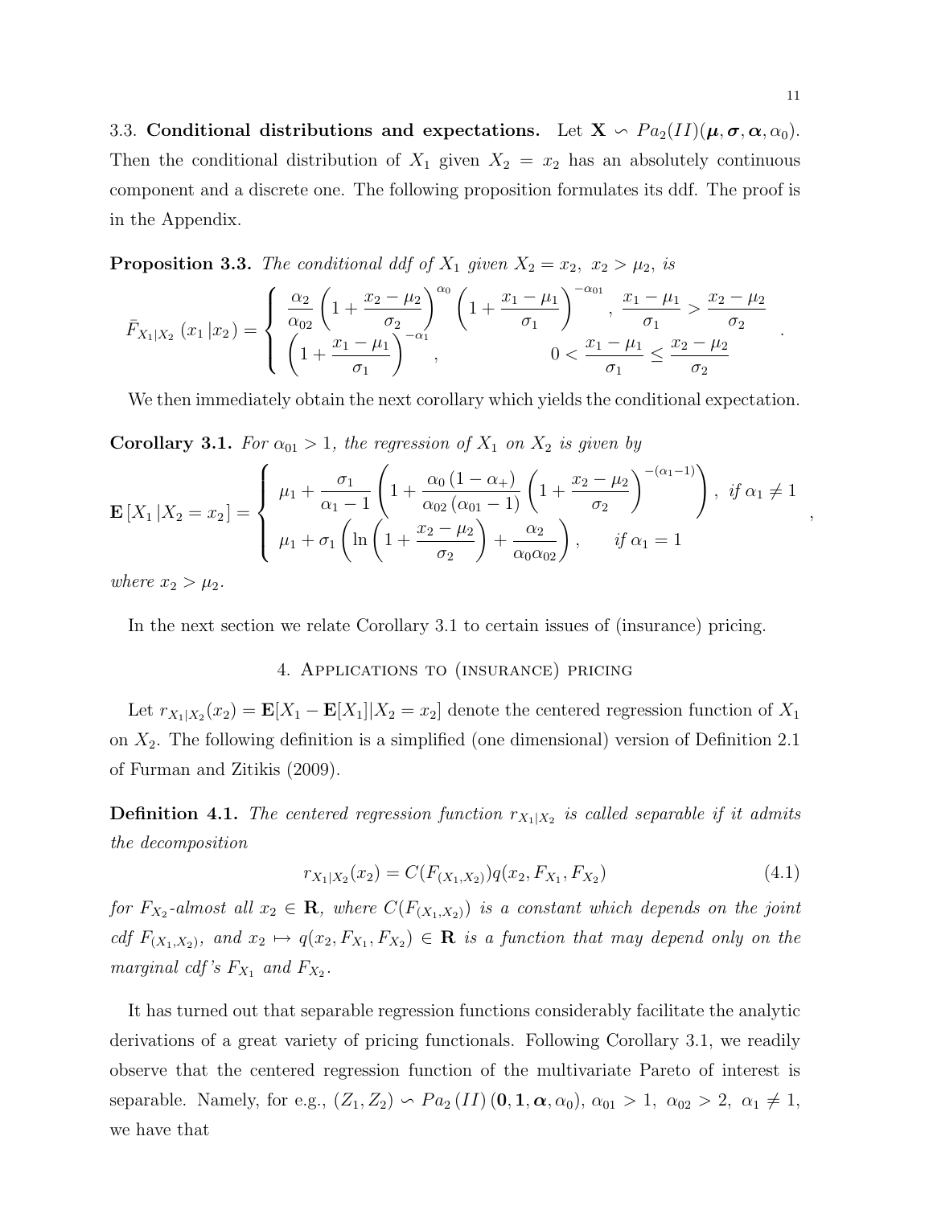3.3. **Conditional distributions and expectations.** Let $\mathbf{X} \backsim Pa_2(II)(\boldsymbol{\mu}, \boldsymbol{\sigma}, \boldsymbol{\alpha}, \alpha_0)$. Then the conditional distribution of $X_1$ given $X_2 = x_2$ has an absolutely continuous component and a discrete one. The following proposition formulates its ddf. The proof is in the Appendix.

**Proposition 3.3.** *The conditional ddf of $X_1$ given $X_2 = x_2,\ x_2 > \mu_2$, is*

$$
\bar{F}_{X_1|X_2}\left(x_1\,|x_2\right) = \begin{cases} \dfrac{\alpha_2}{\alpha_{02}}\left(1+\dfrac{x_2-\mu_2}{\sigma_2}\right)^{\alpha_0}\left(1+\dfrac{x_1-\mu_1}{\sigma_1}\right)^{-\alpha_{01}}, & \dfrac{x_1-\mu_1}{\sigma_1} > \dfrac{x_2-\mu_2}{\sigma_2} \\ \left(1+\dfrac{x_1-\mu_1}{\sigma_1}\right)^{-\alpha_1}, & 0 < \dfrac{x_1-\mu_1}{\sigma_1} \leq \dfrac{x_2-\mu_2}{\sigma_2} \end{cases}.
$$

We then immediately obtain the next corollary which yields the conditional expectation.

**Corollary 3.1.** *For $\alpha_{01} > 1$, the regression of $X_1$ on $X_2$ is given by*

$$
\mathbf{E}\left[X_1\,|X_2 = x_2\right] = \begin{cases} \mu_1 + \dfrac{\sigma_1}{\alpha_1 - 1}\left(1 + \dfrac{\alpha_0\left(1-\alpha_+\right)}{\alpha_{02}\left(\alpha_{01}-1\right)}\left(1+\dfrac{x_2-\mu_2}{\sigma_2}\right)^{-(\alpha_1-1)}\right), & \text{if } \alpha_1 \neq 1 \\ \mu_1 + \sigma_1\left(\ln\left(1+\dfrac{x_2-\mu_2}{\sigma_2}\right) + \dfrac{\alpha_2}{\alpha_0\alpha_{02}}\right), & \text{if } \alpha_1 = 1 \end{cases},
$$

*where $x_2 > \mu_2$.*

In the next section we relate Corollary 3.1 to certain issues of (insurance) pricing.

## 4. Applications to (insurance) pricing

Let $r_{X_1|X_2}(x_2) = \mathbf{E}[X_1 - \mathbf{E}[X_1]|X_2 = x_2]$ denote the centered regression function of $X_1$ on $X_2$. The following definition is a simplified (one dimensional) version of Definition 2.1 of Furman and Zitikis (2009).

**Definition 4.1.** *The centered regression function $r_{X_1|X_2}$ is called separable if it admits the decomposition*

$$
r_{X_1|X_2}(x_2) = C(F_{(X_1,X_2)})q(x_2, F_{X_1}, F_{X_2}) \tag{4.1}
$$

*for $F_{X_2}$-almost all $x_2 \in \mathbf{R}$, where $C(F_{(X_1,X_2)})$ is a constant which depends on the joint cdf $F_{(X_1,X_2)}$, and $x_2 \mapsto q(x_2, F_{X_1}, F_{X_2}) \in \mathbf{R}$ is a function that may depend only on the marginal cdf's $F_{X_1}$ and $F_{X_2}$.*

It has turned out that separable regression functions considerably facilitate the analytic derivations of a great variety of pricing functionals. Following Corollary 3.1, we readily observe that the centered regression function of the multivariate Pareto of interest is separable. Namely, for e.g., $(Z_1, Z_2) \backsim Pa_2\left(II\right)\left(\mathbf{0}, \mathbf{1}, \boldsymbol{\alpha}, \alpha_0\right)$, $\alpha_{01} > 1,\ \alpha_{02} > 2,\ \alpha_1 \neq 1$, we have that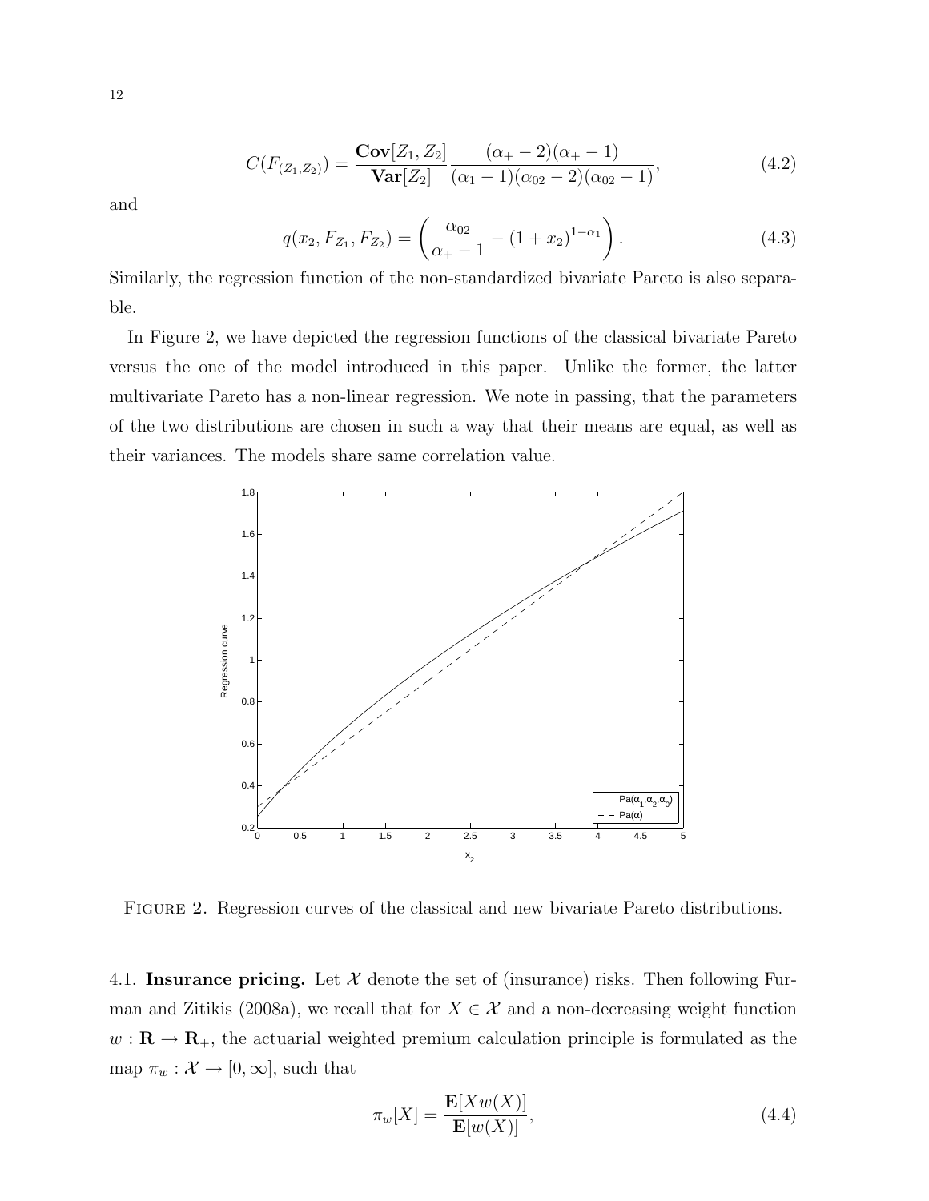$$C(F_{(Z_1,Z_2)}) = \frac{\mathbf{Cov}[Z_1, Z_2]}{\mathbf{Var}[Z_2]} \frac{(\alpha_+ - 2)(\alpha_+ - 1)}{(\alpha_1 - 1)(\alpha_{02} - 2)(\alpha_{02} - 1)}, \tag{4.2}$$

and

$$q(x_2, F_{Z_1}, F_{Z_2}) = \left( \frac{\alpha_{02}}{\alpha_+ - 1} - (1 + x_2)^{1-\alpha_1} \right). \tag{4.3}$$

Similarly, the regression function of the non-standardized bivariate Pareto is also separable.

In Figure 2, we have depicted the regression functions of the classical bivariate Pareto versus the one of the model introduced in this paper. Unlike the former, the latter multivariate Pareto has a non-linear regression. We note in passing, that the parameters of the two distributions are chosen in such a way that their means are equal, as well as their variances. The models share same correlation value.

Figure 2. Regression curves of the classical and new bivariate Pareto distributions.

4.1. **Insurance pricing.** Let $\mathcal{X}$ denote the set of (insurance) risks. Then following Furman and Zitikis (2008a), we recall that for $X \in \mathcal{X}$ and a non-decreasing weight function $w : \mathbf{R} \to \mathbf{R}_+$, the actuarial weighted premium calculation principle is formulated as the map $\pi_w : \mathcal{X} \to [0, \infty]$, such that

$$\pi_w[X] = \frac{\mathbf{E}[Xw(X)]}{\mathbf{E}[w(X)]}, \tag{4.4}$$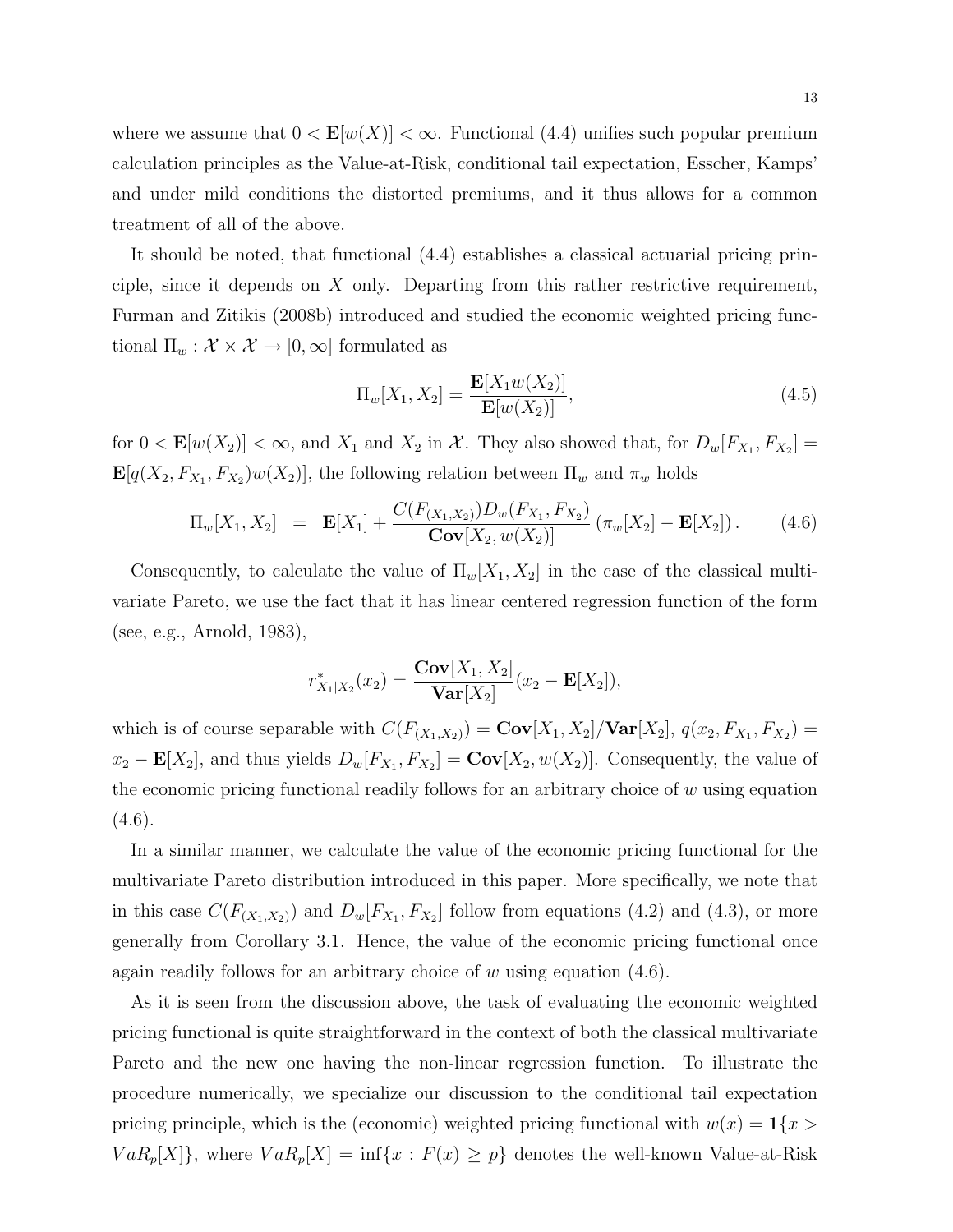where we assume that $0 < \mathbf{E}[w(X)] < \infty$. Functional (4.4) unifies such popular premium calculation principles as the Value-at-Risk, conditional tail expectation, Esscher, Kamps' and under mild conditions the distorted premiums, and it thus allows for a common treatment of all of the above.

It should be noted, that functional (4.4) establishes a classical actuarial pricing principle, since it depends on $X$ only. Departing from this rather restrictive requirement, Furman and Zitikis (2008b) introduced and studied the economic weighted pricing functional $\Pi_w : \mathcal{X} \times \mathcal{X} \to [0, \infty]$ formulated as

$$\Pi_w[X_1, X_2] = \frac{\mathbf{E}[X_1 w(X_2)]}{\mathbf{E}[w(X_2)]}, \tag{4.5}$$

for $0 < \mathbf{E}[w(X_2)] < \infty$, and $X_1$ and $X_2$ in $\mathcal{X}$. They also showed that, for $D_w[F_{X_1}, F_{X_2}] = \mathbf{E}[q(X_2, F_{X_1}, F_{X_2})w(X_2)]$, the following relation between $\Pi_w$ and $\pi_w$ holds

$$\Pi_w[X_1, X_2] \;\; = \;\; \mathbf{E}[X_1] + \frac{C(F_{(X_1,X_2)})D_w(F_{X_1}, F_{X_2})}{\mathbf{Cov}[X_2, w(X_2)]} \left(\pi_w[X_2] - \mathbf{E}[X_2]\right). \tag{4.6}$$

Consequently, to calculate the value of $\Pi_w[X_1, X_2]$ in the case of the classical multivariate Pareto, we use the fact that it has linear centered regression function of the form (see, e.g., Arnold, 1983),

$$r^*_{X_1|X_2}(x_2) = \frac{\mathbf{Cov}[X_1, X_2]}{\mathbf{Var}[X_2]}(x_2 - \mathbf{E}[X_2]),$$

which is of course separable with $C(F_{(X_1,X_2)}) = \mathbf{Cov}[X_1, X_2]/\mathbf{Var}[X_2]$, $q(x_2, F_{X_1}, F_{X_2}) = x_2 - \mathbf{E}[X_2]$, and thus yields $D_w[F_{X_1}, F_{X_2}] = \mathbf{Cov}[X_2, w(X_2)]$. Consequently, the value of the economic pricing functional readily follows for an arbitrary choice of $w$ using equation (4.6).

In a similar manner, we calculate the value of the economic pricing functional for the multivariate Pareto distribution introduced in this paper. More specifically, we note that in this case $C(F_{(X_1,X_2)})$ and $D_w[F_{X_1}, F_{X_2}]$ follow from equations (4.2) and (4.3), or more generally from Corollary 3.1. Hence, the value of the economic pricing functional once again readily follows for an arbitrary choice of $w$ using equation (4.6).

As it is seen from the discussion above, the task of evaluating the economic weighted pricing functional is quite straightforward in the context of both the classical multivariate Pareto and the new one having the non-linear regression function. To illustrate the procedure numerically, we specialize our discussion to the conditional tail expectation pricing principle, which is the (economic) weighted pricing functional with $w(x) = \mathbf{1}\{x > VaR_p[X]\}$, where $VaR_p[X] = \inf\{x : F(x) \geq p\}$ denotes the well-known Value-at-Risk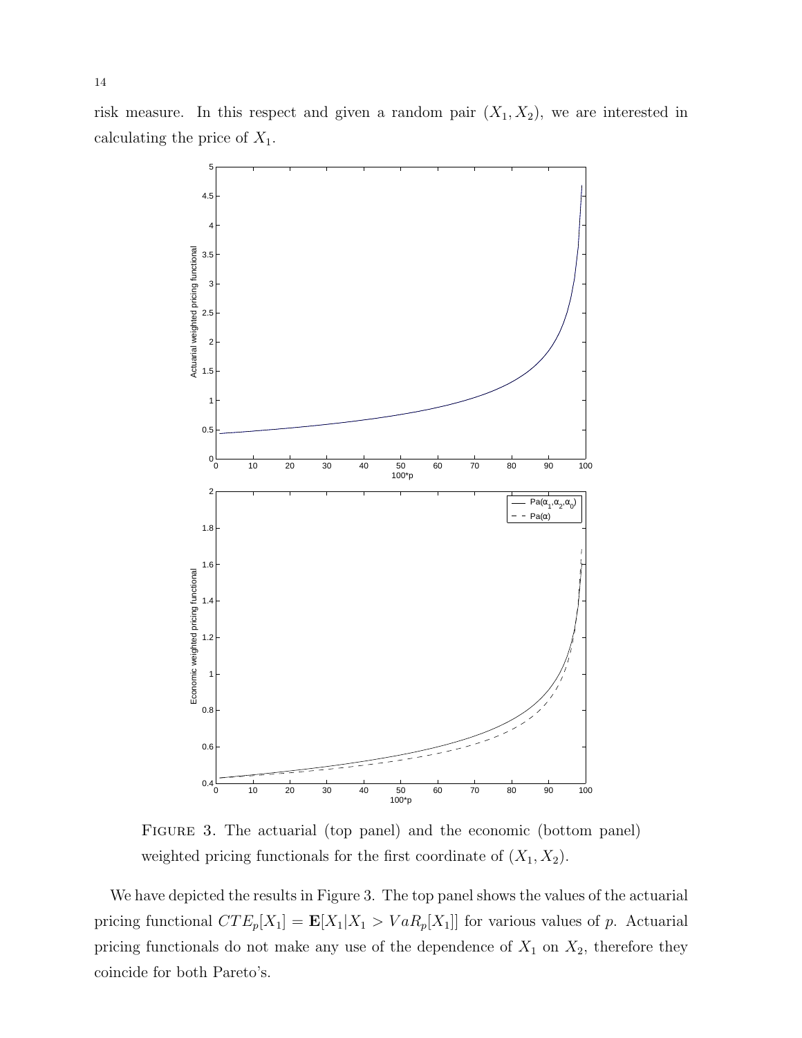risk measure. In this respect and given a random pair $(X_1, X_2)$, we are interested in calculating the price of $X_1$.

FIGURE 3. The actuarial (top panel) and the economic (bottom panel) weighted pricing functionals for the first coordinate of $(X_1, X_2)$.

We have depicted the results in Figure 3. The top panel shows the values of the actuarial pricing functional $CTE_p[X_1] = \mathbf{E}[X_1 | X_1 > VaR_p[X_1]]$ for various values of $p$. Actuarial pricing functionals do not make any use of the dependence of $X_1$ on $X_2$, therefore they coincide for both Pareto's.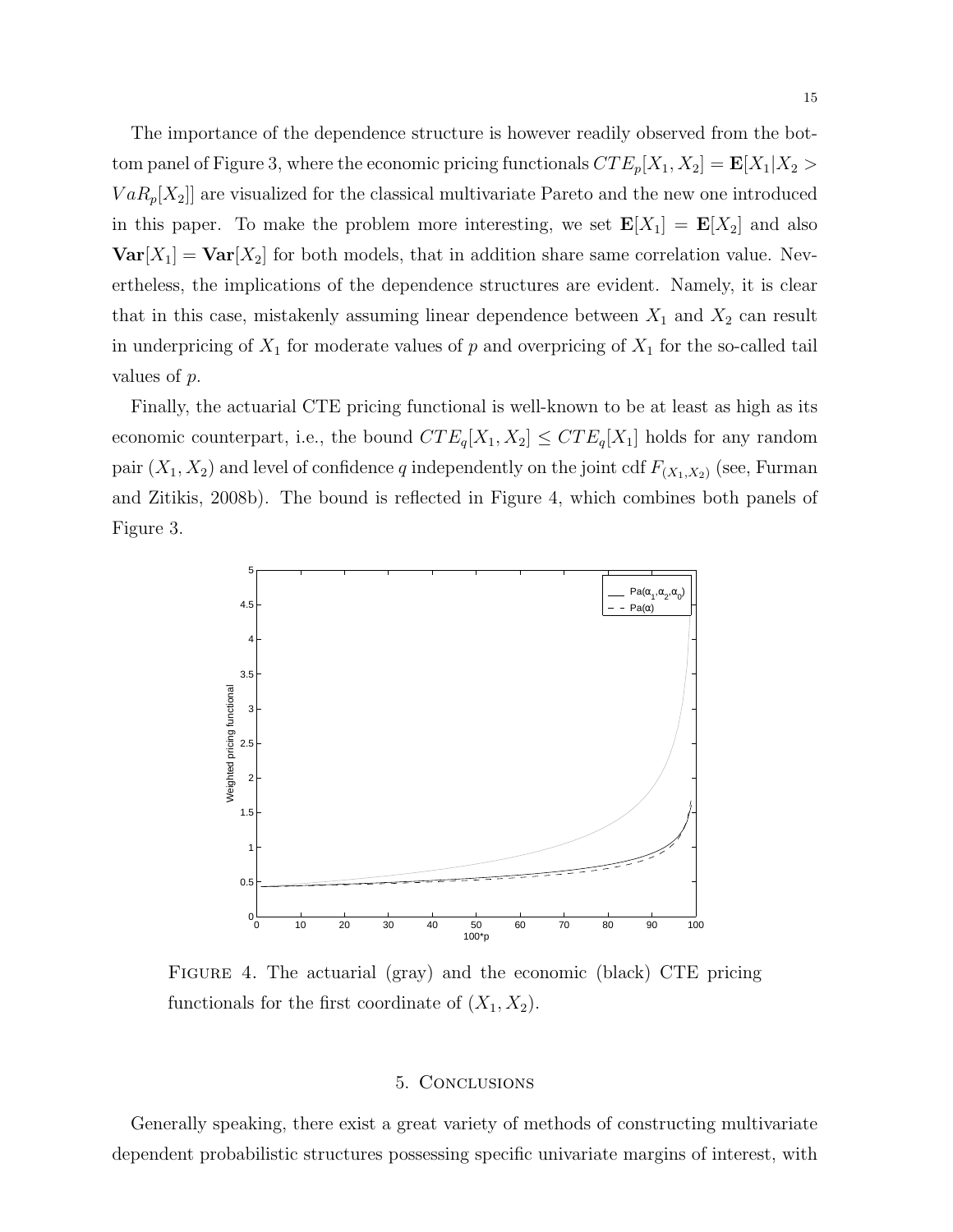The importance of the dependence structure is however readily observed from the bottom panel of Figure 3, where the economic pricing functionals $CTE_p[X_1, X_2] = \mathbf{E}[X_1|X_2 > VaR_p[X_2]]$ are visualized for the classical multivariate Pareto and the new one introduced in this paper. To make the problem more interesting, we set $\mathbf{E}[X_1] = \mathbf{E}[X_2]$ and also $\mathbf{Var}[X_1] = \mathbf{Var}[X_2]$ for both models, that in addition share same correlation value. Nevertheless, the implications of the dependence structures are evident. Namely, it is clear that in this case, mistakenly assuming linear dependence between $X_1$ and $X_2$ can result in underpricing of $X_1$ for moderate values of $p$ and overpricing of $X_1$ for the so-called tail values of $p$.

Finally, the actuarial CTE pricing functional is well-known to be at least as high as its economic counterpart, i.e., the bound $CTE_q[X_1, X_2] \leq CTE_q[X_1]$ holds for any random pair $(X_1, X_2)$ and level of confidence $q$ independently on the joint cdf $F_{(X_1,X_2)}$ (see, Furman and Zitikis, 2008b). The bound is reflected in Figure 4, which combines both panels of Figure 3.

FIGURE 4. The actuarial (gray) and the economic (black) CTE pricing functionals for the first coordinate of $(X_1, X_2)$.

## 5. Conclusions

Generally speaking, there exist a great variety of methods of constructing multivariate dependent probabilistic structures possessing specific univariate margins of interest, with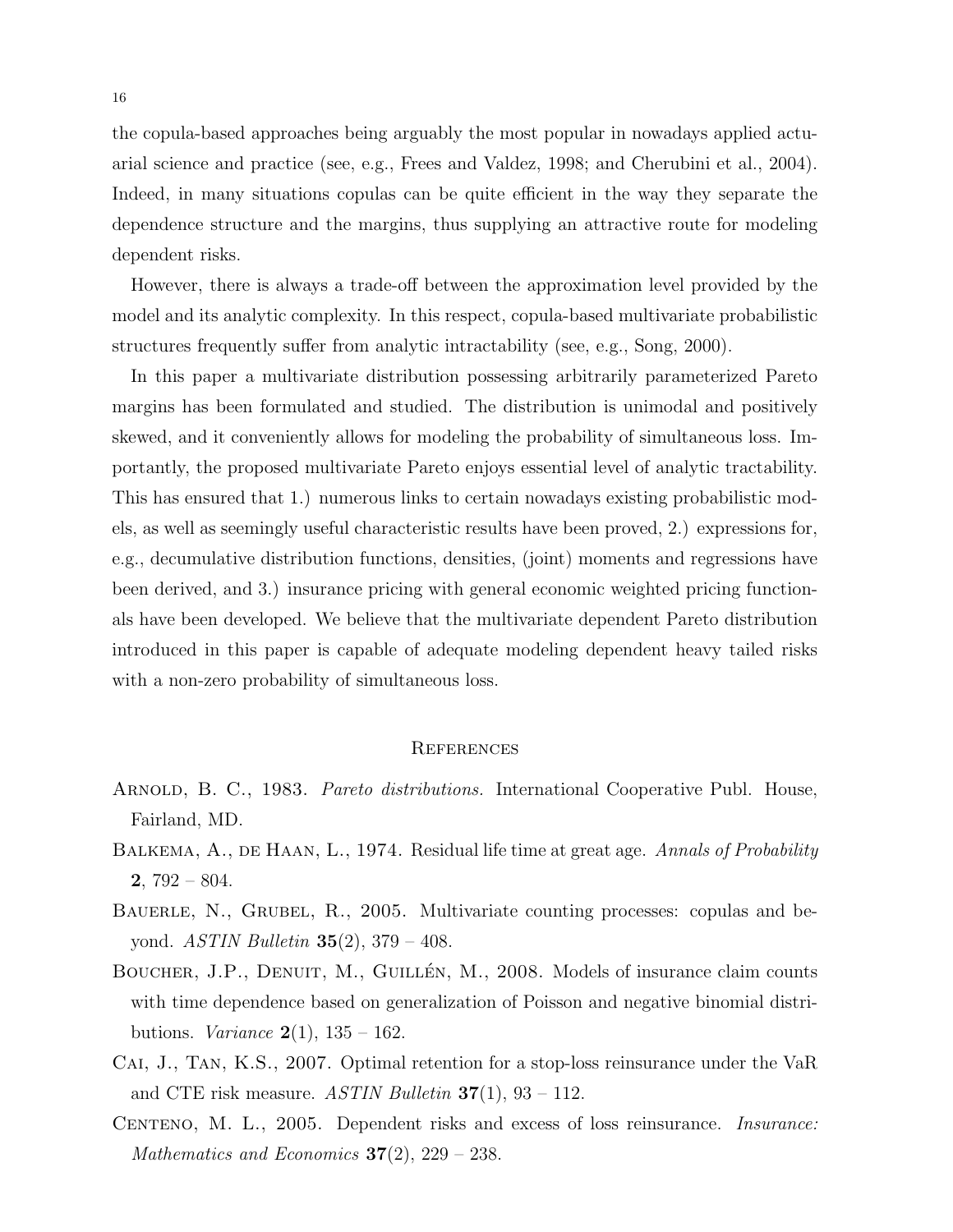the copula-based approaches being arguably the most popular in nowadays applied actuarial science and practice (see, e.g., Frees and Valdez, 1998; and Cherubini et al., 2004). Indeed, in many situations copulas can be quite efficient in the way they separate the dependence structure and the margins, thus supplying an attractive route for modeling dependent risks.

However, there is always a trade-off between the approximation level provided by the model and its analytic complexity. In this respect, copula-based multivariate probabilistic structures frequently suffer from analytic intractability (see, e.g., Song, 2000).

In this paper a multivariate distribution possessing arbitrarily parameterized Pareto margins has been formulated and studied. The distribution is unimodal and positively skewed, and it conveniently allows for modeling the probability of simultaneous loss. Importantly, the proposed multivariate Pareto enjoys essential level of analytic tractability. This has ensured that 1.) numerous links to certain nowadays existing probabilistic models, as well as seemingly useful characteristic results have been proved, 2.) expressions for, e.g., decumulative distribution functions, densities, (joint) moments and regressions have been derived, and 3.) insurance pricing with general economic weighted pricing functionals have been developed. We believe that the multivariate dependent Pareto distribution introduced in this paper is capable of adequate modeling dependent heavy tailed risks with a non-zero probability of simultaneous loss.

## References

Arnold, B. C., 1983. *Pareto distributions.* International Cooperative Publ. House, Fairland, MD.

Balkema, A., de Haan, L., 1974. Residual life time at great age. *Annals of Probability* **2**, 792 – 804.

Bauerle, N., Grubel, R., 2005. Multivariate counting processes: copulas and beyond. *ASTIN Bulletin* **35**(2), 379 – 408.

Boucher, J.P., Denuit, M., Guillén, M., 2008. Models of insurance claim counts with time dependence based on generalization of Poisson and negative binomial distributions. *Variance* **2**(1), 135 – 162.

Cai, J., Tan, K.S., 2007. Optimal retention for a stop-loss reinsurance under the VaR and CTE risk measure. *ASTIN Bulletin* **37**(1), 93 – 112.

Centeno, M. L., 2005. Dependent risks and excess of loss reinsurance. *Insurance: Mathematics and Economics* **37**(2), 229 – 238.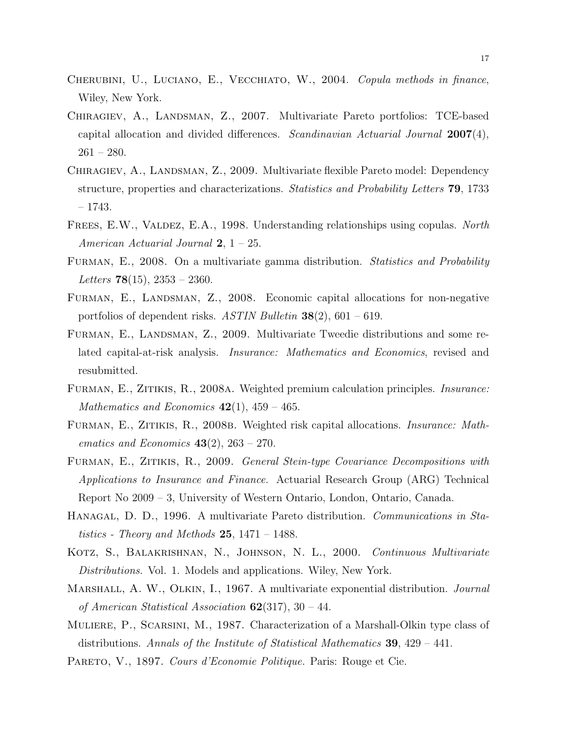Cherubini, U., Luciano, E., Vecchiato, W., 2004. *Copula methods in finance*, Wiley, New York.

Chiragiev, A., Landsman, Z., 2007. Multivariate Pareto portfolios: TCE-based capital allocation and divided differences. *Scandinavian Actuarial Journal* **2007**(4), 261 – 280.

Chiragiev, A., Landsman, Z., 2009. Multivariate flexible Pareto model: Dependency structure, properties and characterizations. *Statistics and Probability Letters* **79**, 1733 – 1743.

Frees, E.W., Valdez, E.A., 1998. Understanding relationships using copulas. *North American Actuarial Journal* **2**, 1 – 25.

Furman, E., 2008. On a multivariate gamma distribution. *Statistics and Probability Letters* **78**(15), 2353 – 2360.

Furman, E., Landsman, Z., 2008. Economic capital allocations for non-negative portfolios of dependent risks. *ASTIN Bulletin* **38**(2), 601 – 619.

Furman, E., Landsman, Z., 2009. Multivariate Tweedie distributions and some related capital-at-risk analysis. *Insurance: Mathematics and Economics*, revised and resubmitted.

Furman, E., Zitikis, R., 2008a. Weighted premium calculation principles. *Insurance: Mathematics and Economics* **42**(1), 459 – 465.

Furman, E., Zitikis, R., 2008b. Weighted risk capital allocations. *Insurance: Mathematics and Economics* **43**(2), 263 – 270.

Furman, E., Zitikis, R., 2009. *General Stein-type Covariance Decompositions with Applications to Insurance and Finance.* Actuarial Research Group (ARG) Technical Report No 2009 – 3, University of Western Ontario, London, Ontario, Canada.

Hanagal, D. D., 1996. A multivariate Pareto distribution. *Communications in Statistics - Theory and Methods* **25**, 1471 – 1488.

Kotz, S., Balakrishnan, N., Johnson, N. L., 2000. *Continuous Multivariate Distributions.* Vol. 1. Models and applications. Wiley, New York.

Marshall, A. W., Olkin, I., 1967. A multivariate exponential distribution. *Journal of American Statistical Association* **62**(317), 30 – 44.

Muliere, P., Scarsini, M., 1987. Characterization of a Marshall-Olkin type class of distributions. *Annals of the Institute of Statistical Mathematics* **39**, 429 – 441.

Pareto, V., 1897. *Cours d'Economie Politique.* Paris: Rouge et Cie.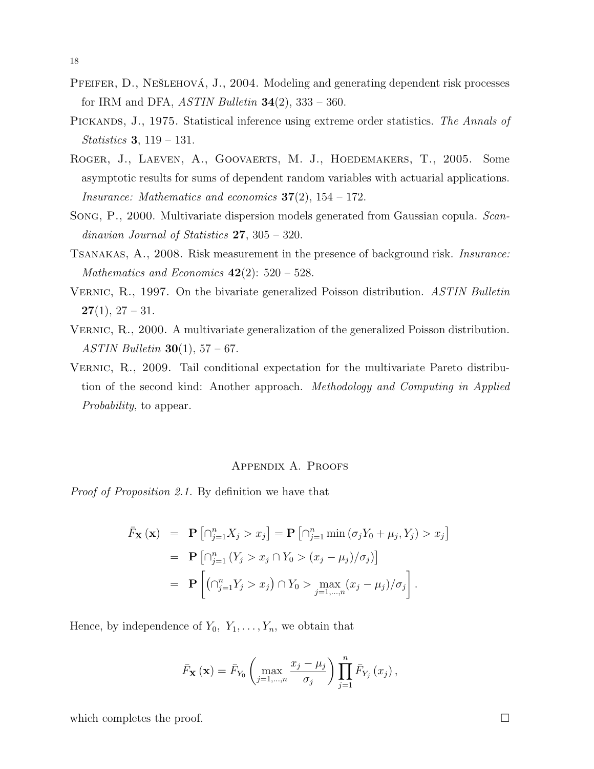Pfeifer, D., Nešlehová, J., 2004. Modeling and generating dependent risk processes for IRM and DFA, *ASTIN Bulletin* **34**(2), 333 – 360.

Pickands, J., 1975. Statistical inference using extreme order statistics. *The Annals of Statistics* **3**, 119 – 131.

Roger, J., Laeven, A., Goovaerts, M. J., Hoedemakers, T., 2005. Some asymptotic results for sums of dependent random variables with actuarial applications. *Insurance: Mathematics and economics* **37**(2), 154 – 172.

Song, P., 2000. Multivariate dispersion models generated from Gaussian copula. *Scandinavian Journal of Statistics* **27**, 305 – 320.

Tsanakas, A., 2008. Risk measurement in the presence of background risk. *Insurance: Mathematics and Economics* **42**(2): 520 – 528.

Vernic, R., 1997. On the bivariate generalized Poisson distribution. *ASTIN Bulletin* **27**(1), 27 – 31.

Vernic, R., 2000. A multivariate generalization of the generalized Poisson distribution. *ASTIN Bulletin* **30**(1), 57 – 67.

Vernic, R., 2009. Tail conditional expectation for the multivariate Pareto distribution of the second kind: Another approach. *Methodology and Computing in Applied Probability*, to appear.

## Appendix A. Proofs

*Proof of Proposition 2.1.* By definition we have that

$$
\begin{aligned}
\bar{F}_{\mathbf{X}}(\mathbf{x}) &= \mathbf{P}\left[\cap_{j=1}^{n} X_j > x_j\right] = \mathbf{P}\left[\cap_{j=1}^{n} \min\left(\sigma_j Y_0 + \mu_j, Y_j\right) > x_j\right] \\
&= \mathbf{P}\left[\cap_{j=1}^{n}\left(Y_j > x_j \cap Y_0 > (x_j - \mu_j)/\sigma_j\right)\right] \\
&= \mathbf{P}\left[\left(\cap_{j=1}^{n} Y_j > x_j\right) \cap Y_0 > \max_{j=1,\ldots,n} (x_j - \mu_j)/\sigma_j\right].
\end{aligned}
$$

Hence, by independence of $Y_0,\ Y_1, \ldots, Y_n$, we obtain that

$$
\bar{F}_{\mathbf{X}}(\mathbf{x}) = \bar{F}_{Y_0}\left(\max_{j=1,\ldots,n} \frac{x_j - \mu_j}{\sigma_j}\right) \prod_{j=1}^{n} \bar{F}_{Y_j}(x_j),
$$

which completes the proof. □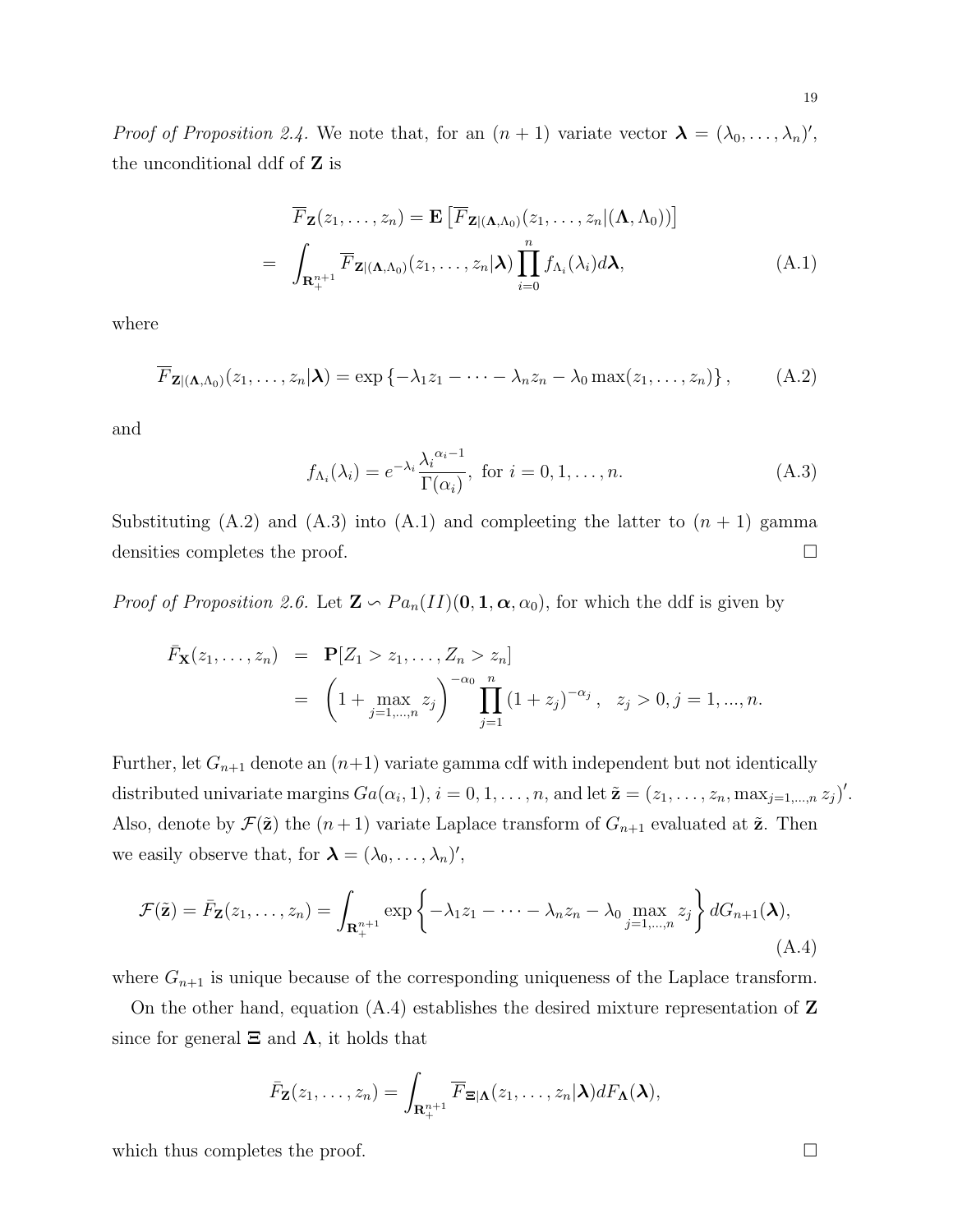*Proof of Proposition 2.4.* We note that, for an $(n+1)$ variate vector $\boldsymbol{\lambda} = (\lambda_0, \ldots, \lambda_n)'$, the unconditional ddf of $\mathbf{Z}$ is

$$
\begin{aligned}
\overline{F}_{\mathbf{Z}}(z_1, \ldots, z_n) &= \mathbf{E}\left[\overline{F}_{\mathbf{Z}|(\boldsymbol{\Lambda},\Lambda_0)}(z_1, \ldots, z_n|(\boldsymbol{\Lambda}, \Lambda_0))\right] \\
&= \int_{\mathbf{R}_+^{n+1}} \overline{F}_{\mathbf{Z}|(\boldsymbol{\Lambda},\Lambda_0)}(z_1, \ldots, z_n|\boldsymbol{\lambda}) \prod_{i=0}^{n} f_{\Lambda_i}(\lambda_i) d\boldsymbol{\lambda}, \qquad \text{(A.1)}
\end{aligned}
$$

where

$$
\overline{F}_{\mathbf{Z}|(\boldsymbol{\Lambda},\Lambda_0)}(z_1, \ldots, z_n|\boldsymbol{\lambda}) = \exp\left\{-\lambda_1 z_1 - \cdots - \lambda_n z_n - \lambda_0 \max(z_1, \ldots, z_n)\right\}, \qquad \text{(A.2)}
$$

and

$$
f_{\Lambda_i}(\lambda_i) = e^{-\lambda_i} \frac{\lambda_i^{\alpha_i - 1}}{\Gamma(\alpha_i)}, \text{ for } i = 0, 1, \ldots, n. \qquad \text{(A.3)}
$$

Substituting (A.2) and (A.3) into (A.1) and compleeting the latter to $(n+1)$ gamma densities completes the proof. $\square$

*Proof of Proposition 2.6.* Let $\mathbf{Z} \backsim Pa_n(II)(\mathbf{0}, \mathbf{1}, \boldsymbol{\alpha}, \alpha_0)$, for which the ddf is given by

$$
\begin{aligned}
\bar{F}_{\mathbf{X}}(z_1, \ldots, z_n) &= \mathbf{P}[Z_1 > z_1, \ldots, Z_n > z_n] \\
&= \left(1 + \max_{j=1,\ldots,n} z_j\right)^{-\alpha_0} \prod_{j=1}^{n} (1 + z_j)^{-\alpha_j}, \quad z_j > 0, j = 1, ..., n.
\end{aligned}
$$

Further, let $G_{n+1}$ denote an $(n+1)$ variate gamma cdf with independent but not identically distributed univariate margins $Ga(\alpha_i, 1)$, $i = 0, 1, \ldots, n$, and let $\tilde{\mathbf{z}} = (z_1, \ldots, z_n, \max_{j=1,\ldots,n} z_j)'$. Also, denote by $\mathcal{F}(\tilde{\mathbf{z}})$ the $(n+1)$ variate Laplace transform of $G_{n+1}$ evaluated at $\tilde{\mathbf{z}}$. Then we easily observe that, for $\boldsymbol{\lambda} = (\lambda_0, \ldots, \lambda_n)'$,

$$
\mathcal{F}(\tilde{\mathbf{z}}) = \bar{F}_{\mathbf{Z}}(z_1, \ldots, z_n) = \int_{\mathbf{R}_+^{n+1}} \exp\left\{-\lambda_1 z_1 - \cdots - \lambda_n z_n - \lambda_0 \max_{j=1,\ldots,n} z_j\right\} dG_{n+1}(\boldsymbol{\lambda}), \qquad \text{(A.4)}
$$

where $G_{n+1}$ is unique because of the corresponding uniqueness of the Laplace transform.

On the other hand, equation (A.4) establishes the desired mixture representation of $\mathbf{Z}$ since for general $\boldsymbol{\Xi}$ and $\boldsymbol{\Lambda}$, it holds that

$$
\bar{F}_{\mathbf{Z}}(z_1, \ldots, z_n) = \int_{\mathbf{R}_+^{n+1}} \overline{F}_{\boldsymbol{\Xi}|\boldsymbol{\Lambda}}(z_1, \ldots, z_n|\boldsymbol{\lambda}) dF_{\boldsymbol{\Lambda}}(\boldsymbol{\lambda}),
$$

which thus completes the proof. $\square$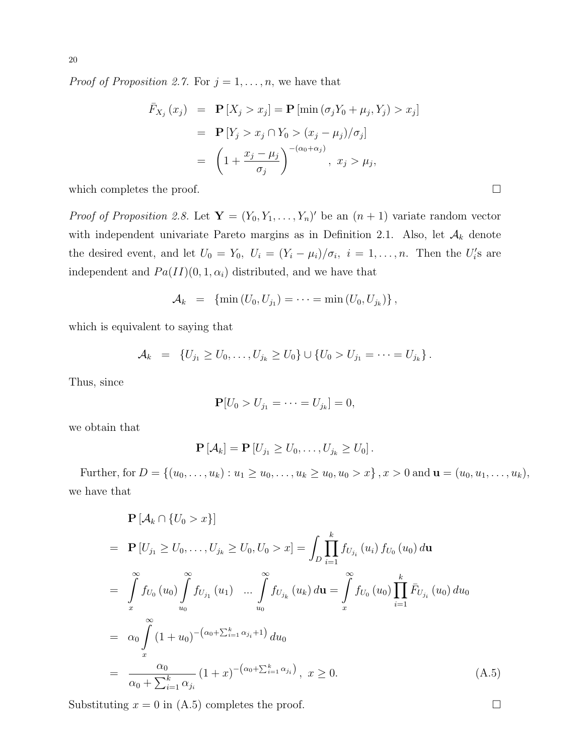*Proof of Proposition 2.7.* For $j = 1, \ldots, n$, we have that

$$
\begin{aligned}
\bar{F}_{X_j}(x_j) &= \mathbf{P}[X_j > x_j] = \mathbf{P}[\min(\sigma_j Y_0 + \mu_j, Y_j) > x_j] \\
&= \mathbf{P}[Y_j > x_j \cap Y_0 > (x_j - \mu_j)/\sigma_j] \\
&= \left(1 + \frac{x_j - \mu_j}{\sigma_j}\right)^{-(\alpha_0 + \alpha_j)}, \ x_j > \mu_j,
\end{aligned}
$$

which completes the proof. □

*Proof of Proposition 2.8.* Let $\mathbf{Y} = (Y_0, Y_1, \ldots, Y_n)'$ be an $(n+1)$ variate random vector with independent univariate Pareto margins as in Definition 2.1. Also, let $\mathcal{A}_k$ denote the desired event, and let $U_0 = Y_0,\ U_i = (Y_i - \mu_i)/\sigma_i,\ i = 1, \ldots, n$. Then the $U_i'$s are independent and $Pa(II)(0, 1, \alpha_i)$ distributed, and we have that

$$
\mathcal{A}_k = \{\min(U_0, U_{j_1}) = \cdots = \min(U_0, U_{j_k})\},
$$

which is equivalent to saying that

$$
\mathcal{A}_k = \{U_{j_1} \geq U_0, \ldots, U_{j_k} \geq U_0\} \cup \{U_0 > U_{j_1} = \cdots = U_{j_k}\}.
$$

Thus, since

$$
\mathbf{P}[U_0 > U_{j_1} = \cdots = U_{j_k}] = 0,
$$

we obtain that

$$
\mathbf{P}[\mathcal{A}_k] = \mathbf{P}[U_{j_1} \geq U_0, \ldots, U_{j_k} \geq U_0].
$$

Further, for $D = \{(u_0, \ldots, u_k) : u_1 \geq u_0, \ldots, u_k \geq u_0, u_0 > x\}, x > 0$ and $\mathbf{u} = (u_0, u_1, \ldots, u_k)$, we have that

$$
\begin{aligned}
&\mathbf{P}[\mathcal{A}_k \cap \{U_0 > x\}] \\
= \ &\mathbf{P}[U_{j_1} \geq U_0, \ldots, U_{j_k} \geq U_0, U_0 > x] = \int_D \prod_{i=1}^{k} f_{U_{j_i}}(u_i) f_{U_0}(u_0)\, d\mathbf{u} \\
= \ &\int_x^\infty f_{U_0}(u_0) \int_{u_0}^\infty f_{U_{j_1}}(u_1) \ \ \ldots \int_{u_0}^\infty f_{U_{j_k}}(u_k)\, d\mathbf{u} = \int_x^\infty f_{U_0}(u_0) \prod_{i=1}^{k} \bar{F}_{U_{j_i}}(u_0)\, du_0 \\
= \ &\alpha_0 \int_x^\infty (1 + u_0)^{-\left(\alpha_0 + \sum_{i=1}^k \alpha_{j_i} + 1\right)} du_0 \\
= \ &\frac{\alpha_0}{\alpha_0 + \sum_{i=1}^k \alpha_{j_i}} (1 + x)^{-\left(\alpha_0 + \sum_{i=1}^k \alpha_{j_i}\right)}, \ x \geq 0. \qquad \text{(A.5)}
\end{aligned}
$$

Substituting $x = 0$ in (A.5) completes the proof. □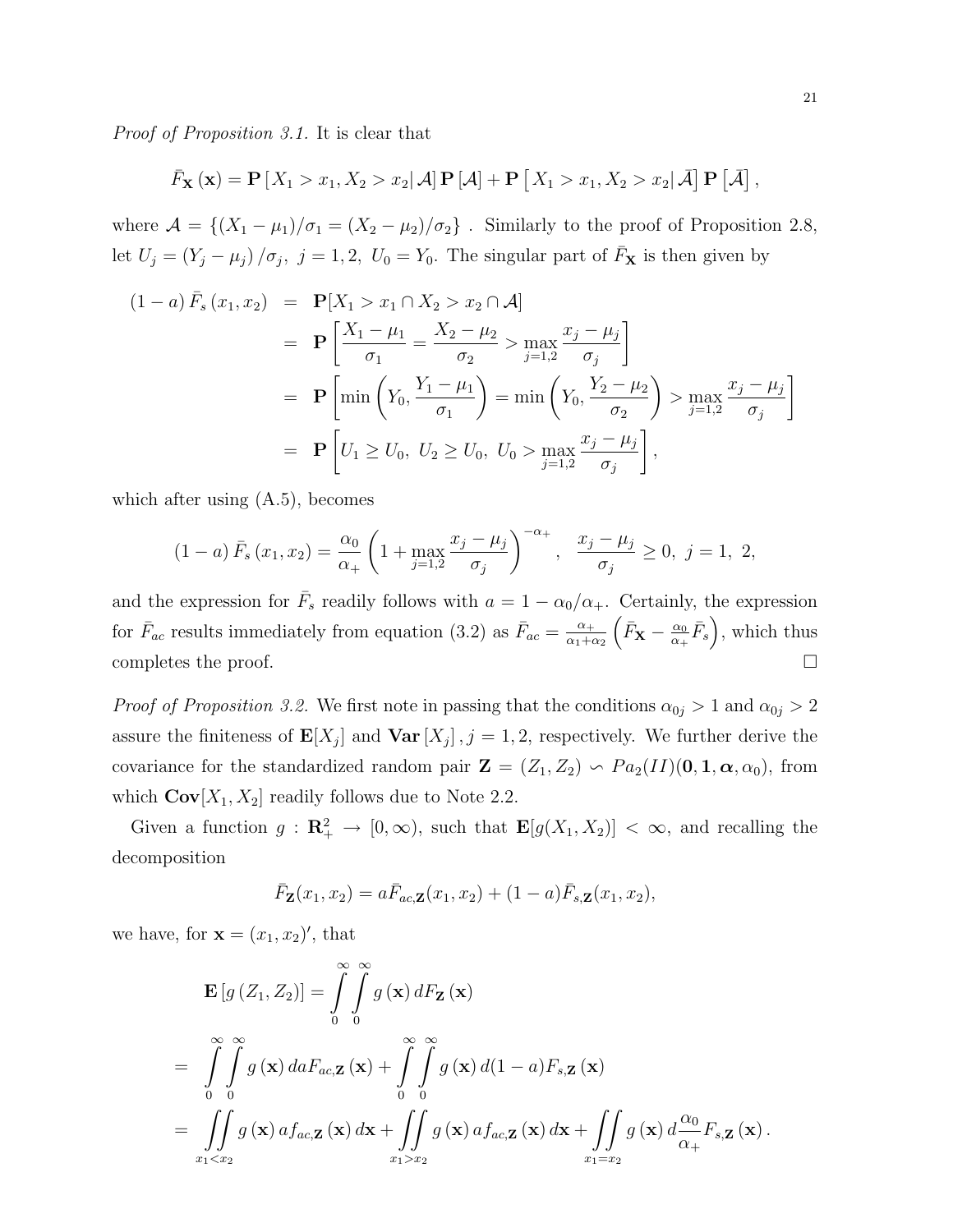*Proof of Proposition 3.1.* It is clear that

$$\bar{F}_{\mathbf{X}}(\mathbf{x}) = \mathbf{P}[X_1 > x_1, X_2 > x_2 | \mathcal{A}]\, \mathbf{P}[\mathcal{A}] + \mathbf{P}\left[X_1 > x_1, X_2 > x_2 | \bar{\mathcal{A}}\right] \mathbf{P}\left[\bar{\mathcal{A}}\right],$$

where $\mathcal{A} = \{(X_1 - \mu_1)/\sigma_1 = (X_2 - \mu_2)/\sigma_2\}$ . Similarly to the proof of Proposition 2.8, let $U_j = (Y_j - \mu_j)/\sigma_j,\ j = 1, 2,\ U_0 = Y_0$. The singular part of $\bar{F}_{\mathbf{X}}$ is then given by

$$\begin{aligned}
(1-a)\,\bar{F}_s(x_1, x_2) &= \mathbf{P}[X_1 > x_1 \cap X_2 > x_2 \cap \mathcal{A}] \\
&= \mathbf{P}\left[\frac{X_1 - \mu_1}{\sigma_1} = \frac{X_2 - \mu_2}{\sigma_2} > \max_{j=1,2} \frac{x_j - \mu_j}{\sigma_j}\right] \\
&= \mathbf{P}\left[\min\left(Y_0, \frac{Y_1 - \mu_1}{\sigma_1}\right) = \min\left(Y_0, \frac{Y_2 - \mu_2}{\sigma_2}\right) > \max_{j=1,2} \frac{x_j - \mu_j}{\sigma_j}\right] \\
&= \mathbf{P}\left[U_1 \geq U_0,\ U_2 \geq U_0,\ U_0 > \max_{j=1,2} \frac{x_j - \mu_j}{\sigma_j}\right],
\end{aligned}$$

which after using (A.5), becomes

$$(1-a)\,\bar{F}_s(x_1, x_2) = \frac{\alpha_0}{\alpha_+}\left(1 + \max_{j=1,2} \frac{x_j - \mu_j}{\sigma_j}\right)^{-\alpha_+}, \quad \frac{x_j - \mu_j}{\sigma_j} \geq 0,\ j = 1,\ 2,$$

and the expression for $\bar{F}_s$ readily follows with $a = 1 - \alpha_0/\alpha_+$. Certainly, the expression for $\bar{F}_{ac}$ results immediately from equation (3.2) as $\bar{F}_{ac} = \frac{\alpha_+}{\alpha_1 + \alpha_2}\left(\bar{F}_{\mathbf{X}} - \frac{\alpha_0}{\alpha_+}\bar{F}_s\right)$, which thus completes the proof. □

*Proof of Proposition 3.2.* We first note in passing that the conditions $\alpha_{0j} > 1$ and $\alpha_{0j} > 2$ assure the finiteness of $\mathbf{E}[X_j]$ and $\mathbf{Var}[X_j]$ , $j = 1, 2$, respectively. We further derive the covariance for the standardized random pair $\mathbf{Z} = (Z_1, Z_2) \backsim Pa_2(II)(\mathbf{0}, \mathbf{1}, \boldsymbol{\alpha}, \alpha_0)$, from which $\mathbf{Cov}[X_1, X_2]$ readily follows due to Note 2.2.

Given a function $g : \mathbf{R}^2_+ \to [0, \infty)$, such that $\mathbf{E}[g(X_1, X_2)] < \infty$, and recalling the decomposition

$$\bar{F}_{\mathbf{Z}}(x_1, x_2) = a\bar{F}_{ac,\mathbf{Z}}(x_1, x_2) + (1-a)\bar{F}_{s,\mathbf{Z}}(x_1, x_2),$$

we have, for $\mathbf{x} = (x_1, x_2)'$, that

$$\begin{aligned}
&\mathbf{E}[g(Z_1, Z_2)] = \int_0^\infty \int_0^\infty g(\mathbf{x})\, dF_{\mathbf{Z}}(\mathbf{x}) \\
&= \int_0^\infty \int_0^\infty g(\mathbf{x})\, da F_{ac,\mathbf{Z}}(\mathbf{x}) + \int_0^\infty \int_0^\infty g(\mathbf{x})\, d(1-a) F_{s,\mathbf{Z}}(\mathbf{x}) \\
&= \iint_{x_1 < x_2} g(\mathbf{x})\, a f_{ac,\mathbf{Z}}(\mathbf{x})\, d\mathbf{x} + \iint_{x_1 > x_2} g(\mathbf{x})\, a f_{ac,\mathbf{Z}}(\mathbf{x})\, d\mathbf{x} + \iint_{x_1 = x_2} g(\mathbf{x})\, d\frac{\alpha_0}{\alpha_+} F_{s,\mathbf{Z}}(\mathbf{x}).
\end{aligned}$$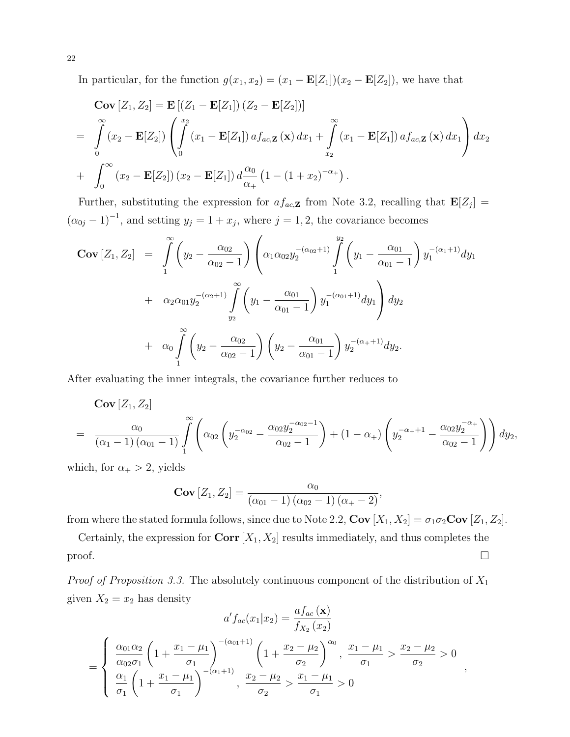In particular, for the function $g(x_1, x_2) = (x_1 - \mathbf{E}[Z_1])(x_2 - \mathbf{E}[Z_2])$, we have that

$$
\begin{aligned}
& \mathbf{Cov}\left[Z_1, Z_2\right] = \mathbf{E}\left[\left(Z_1 - \mathbf{E}[Z_1]\right)\left(Z_2 - \mathbf{E}[Z_2]\right)\right] \\
= & \int_0^\infty (x_2 - \mathbf{E}[Z_2]) \left( \int_0^{x_2} (x_1 - \mathbf{E}[Z_1])\, af_{ac,\mathbf{Z}}(\mathbf{x})\, dx_1 + \int_{x_2}^\infty (x_1 - \mathbf{E}[Z_1])\, af_{ac,\mathbf{Z}}(\mathbf{x})\, dx_1 \right) dx_2 \\
+ & \int_0^\infty (x_2 - \mathbf{E}[Z_2])\,(x_2 - \mathbf{E}[Z_1])\, d\frac{\alpha_0}{\alpha_+}\left(1 - (1 + x_2)^{-\alpha_+}\right).
\end{aligned}
$$

Further, substituting the expression for $af_{ac,\mathbf{Z}}$ from Note 3.2, recalling that $\mathbf{E}[Z_j] = (\alpha_{0j} - 1)^{-1}$, and setting $y_j = 1 + x_j$, where $j = 1, 2$, the covariance becomes

$$
\begin{aligned}
\mathbf{Cov}\left[Z_1, Z_2\right] = & \int_1^\infty \left(y_2 - \frac{\alpha_{02}}{\alpha_{02} - 1}\right) \left( \alpha_1 \alpha_{02} y_2^{-(\alpha_{02}+1)} \int_1^{y_2} \left(y_1 - \frac{\alpha_{01}}{\alpha_{01} - 1}\right) y_1^{-(\alpha_1+1)} dy_1 \right. \\
+ & \left. \alpha_2 \alpha_{01} y_2^{-(\alpha_2+1)} \int_{y_2}^\infty \left(y_1 - \frac{\alpha_{01}}{\alpha_{01} - 1}\right) y_1^{-(\alpha_{01}+1)} dy_1 \right) dy_2 \\
+ & \alpha_0 \int_1^\infty \left(y_2 - \frac{\alpha_{02}}{\alpha_{02} - 1}\right) \left(y_2 - \frac{\alpha_{01}}{\alpha_{01} - 1}\right) y_2^{-(\alpha_+ + 1)} dy_2.
\end{aligned}
$$

After evaluating the inner integrals, the covariance further reduces to

$$
\begin{aligned}
& \mathbf{Cov}\left[Z_1, Z_2\right] \\
= & \frac{\alpha_0}{(\alpha_1 - 1)(\alpha_{01} - 1)} \int_1^\infty \left( \alpha_{02} \left( y_2^{-\alpha_{02}} - \frac{\alpha_{02} y_2^{-\alpha_{02} - 1}}{\alpha_{02} - 1} \right) + (1 - \alpha_+) \left( y_2^{-\alpha_+ + 1} - \frac{\alpha_{02} y_2^{-\alpha_+}}{\alpha_{02} - 1} \right) \right) dy_2,
\end{aligned}
$$

which, for $\alpha_+ > 2$, yields

$$
\mathbf{Cov}\left[Z_1, Z_2\right] = \frac{\alpha_0}{(\alpha_{01} - 1)(\alpha_{02} - 1)(\alpha_+ - 2)},
$$

from where the stated formula follows, since due to Note 2.2, $\mathbf{Cov}\left[X_1, X_2\right] = \sigma_1 \sigma_2 \mathbf{Cov}\left[Z_1, Z_2\right]$.

Certainly, the expression for $\mathbf{Corr}\left[X_1, X_2\right]$ results immediately, and thus completes the proof. $\square$

*Proof of Proposition 3.3.* The absolutely continuous component of the distribution of $X_1$ given $X_2 = x_2$ has density

$$
a' f_{ac}(x_1 | x_2) = \frac{af_{ac}(\mathbf{x})}{f_{X_2}(x_2)}
$$

$$
= \begin{cases} \dfrac{\alpha_{01}\alpha_2}{\alpha_{02}\sigma_1} \left(1 + \dfrac{x_1 - \mu_1}{\sigma_1}\right)^{-(\alpha_{01}+1)} \left(1 + \dfrac{x_2 - \mu_2}{\sigma_2}\right)^{\alpha_0}, & \dfrac{x_1 - \mu_1}{\sigma_1} > \dfrac{x_2 - \mu_2}{\sigma_2} > 0 \\ \dfrac{\alpha_1}{\sigma_1} \left(1 + \dfrac{x_1 - \mu_1}{\sigma_1}\right)^{-(\alpha_1+1)}, & \dfrac{x_2 - \mu_2}{\sigma_2} > \dfrac{x_1 - \mu_1}{\sigma_1} > 0 \end{cases},
$$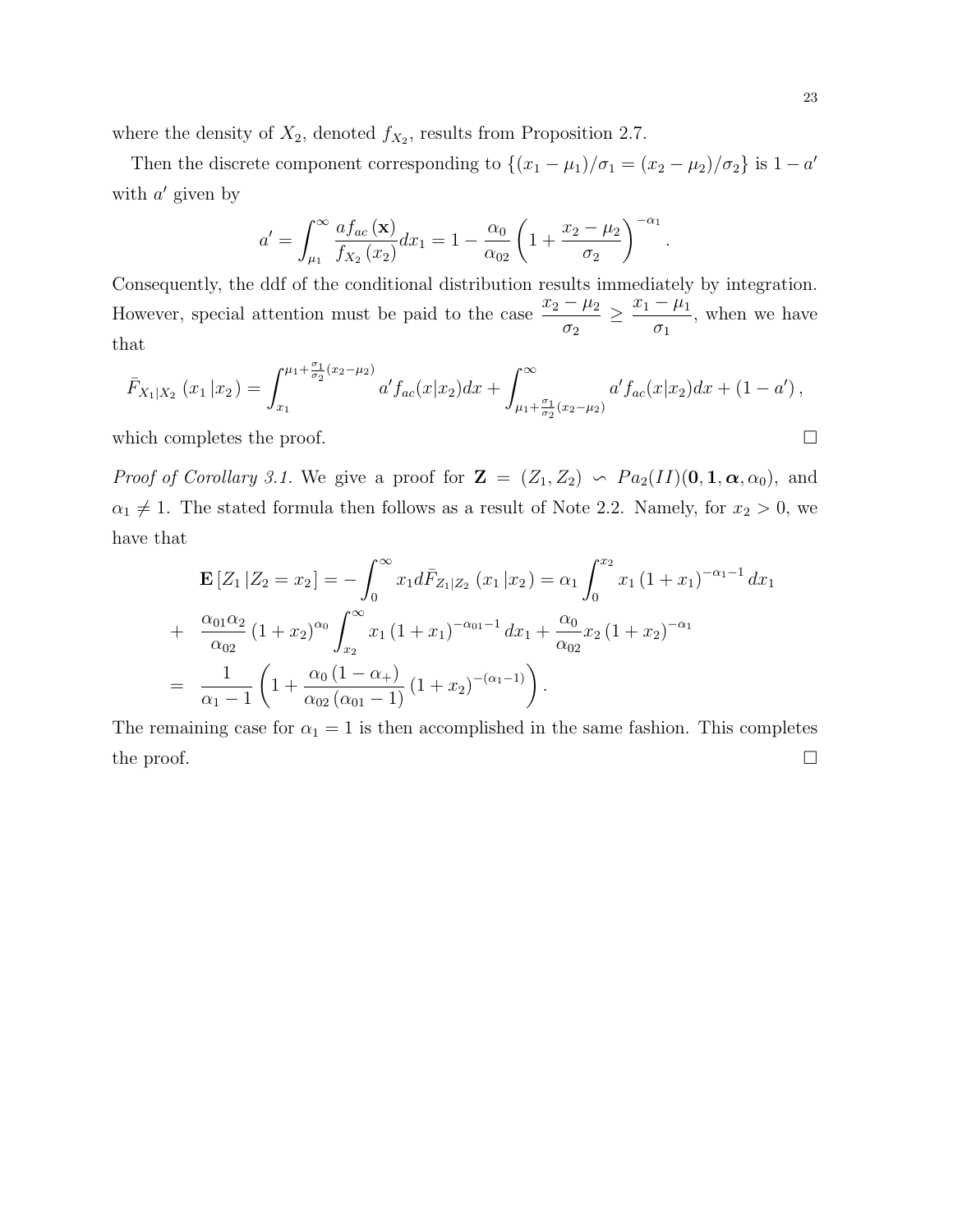where the density of $X_2$, denoted $f_{X_2}$, results from Proposition 2.7.

Then the discrete component corresponding to $\{(x_1 - \mu_1)/\sigma_1 = (x_2 - \mu_2)/\sigma_2\}$ is $1 - a'$ with $a'$ given by

$$a' = \int_{\mu_1}^{\infty} \frac{a f_{ac}(\mathbf{x})}{f_{X_2}(x_2)} dx_1 = 1 - \frac{\alpha_0}{\alpha_{02}} \left(1 + \frac{x_2 - \mu_2}{\sigma_2}\right)^{-\alpha_1}.$$

Consequently, the ddf of the conditional distribution results immediately by integration. However, special attention must be paid to the case $\dfrac{x_2 - \mu_2}{\sigma_2} \geq \dfrac{x_1 - \mu_1}{\sigma_1}$, when we have that

$$\bar{F}_{X_1|X_2}(x_1 | x_2) = \int_{x_1}^{\mu_1 + \frac{\sigma_1}{\sigma_2}(x_2 - \mu_2)} a' f_{ac}(x|x_2) dx + \int_{\mu_1 + \frac{\sigma_1}{\sigma_2}(x_2 - \mu_2)}^{\infty} a' f_{ac}(x|x_2) dx + (1 - a'),$$

which completes the proof. □

*Proof of Corollary 3.1.* We give a proof for $\mathbf{Z} = (Z_1, Z_2) \backsim Pa_2(II)(\mathbf{0}, \mathbf{1}, \boldsymbol{\alpha}, \alpha_0)$, and $\alpha_1 \neq 1$. The stated formula then follows as a result of Note 2.2. Namely, for $x_2 > 0$, we have that

$$\begin{aligned}
&\mathbf{E}[Z_1 | Z_2 = x_2] = -\int_0^{\infty} x_1 d\bar{F}_{Z_1|Z_2}(x_1 | x_2) = \alpha_1 \int_0^{x_2} x_1 (1 + x_1)^{-\alpha_1 - 1} dx_1 \\
+ \quad & \frac{\alpha_{01}\alpha_2}{\alpha_{02}} (1 + x_2)^{\alpha_0} \int_{x_2}^{\infty} x_1 (1 + x_1)^{-\alpha_{01} - 1} dx_1 + \frac{\alpha_0}{\alpha_{02}} x_2 (1 + x_2)^{-\alpha_1} \\
= \quad & \frac{1}{\alpha_1 - 1} \left(1 + \frac{\alpha_0 (1 - \alpha_+)}{\alpha_{02}(\alpha_{01} - 1)} (1 + x_2)^{-(\alpha_1 - 1)}\right).
\end{aligned}$$

The remaining case for $\alpha_1 = 1$ is then accomplished in the same fashion. This completes the proof. □